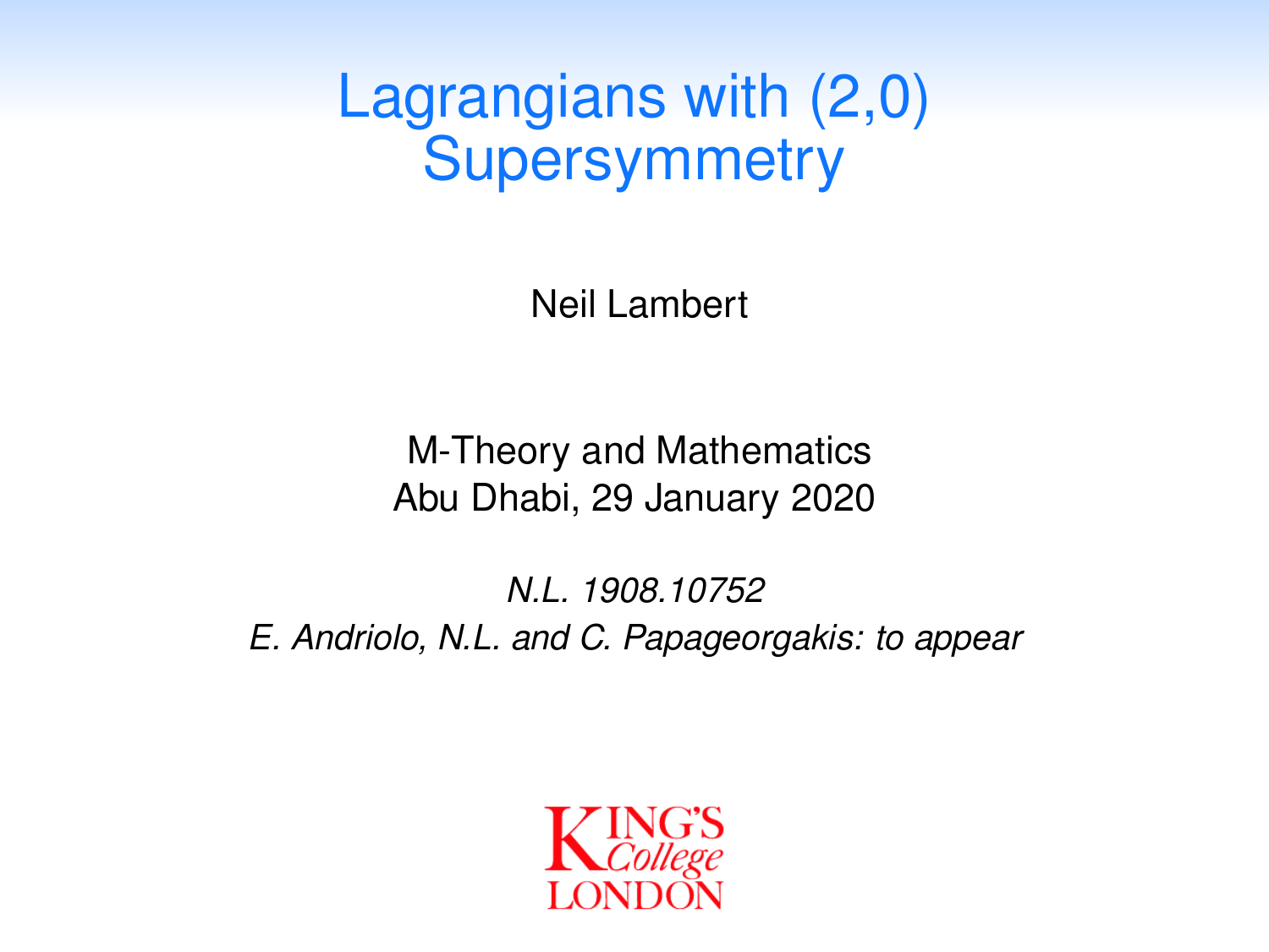# Lagrangians with (2,0) Supersymmetry

Neil Lambert

M-Theory and Mathematics
Abu Dhabi, 29 January 2020

*N.L. 1908.10752*
*E. Andriolo, N.L. and C. Papageorgakis: to appear*

KING'S College LONDON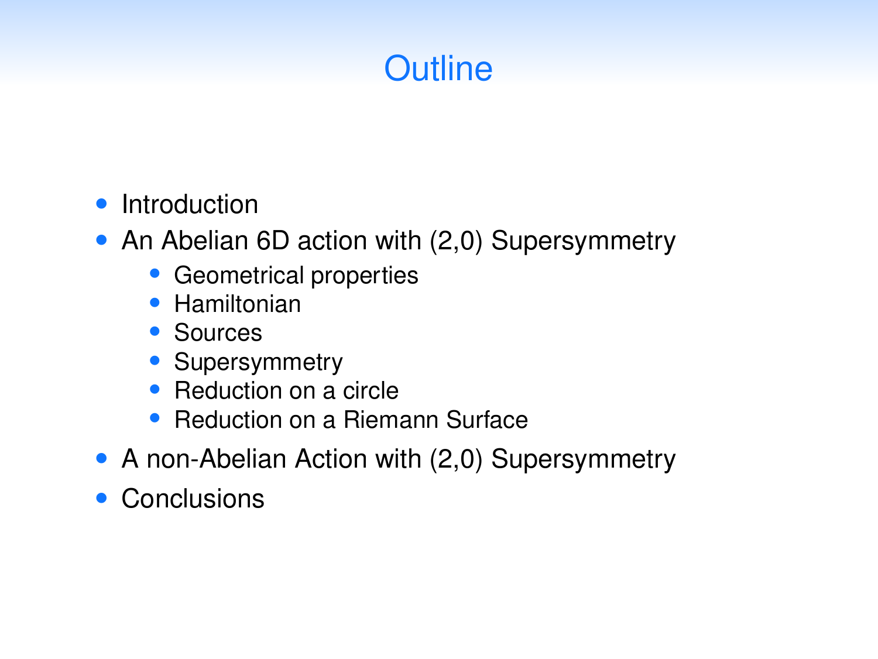# Outline

- Introduction
- An Abelian 6D action with (2,0) Supersymmetry
  - Geometrical properties
  - Hamiltonian
  - Sources
  - Supersymmetry
  - Reduction on a circle
  - Reduction on a Riemann Surface
- A non-Abelian Action with (2,0) Supersymmetry
- Conclusions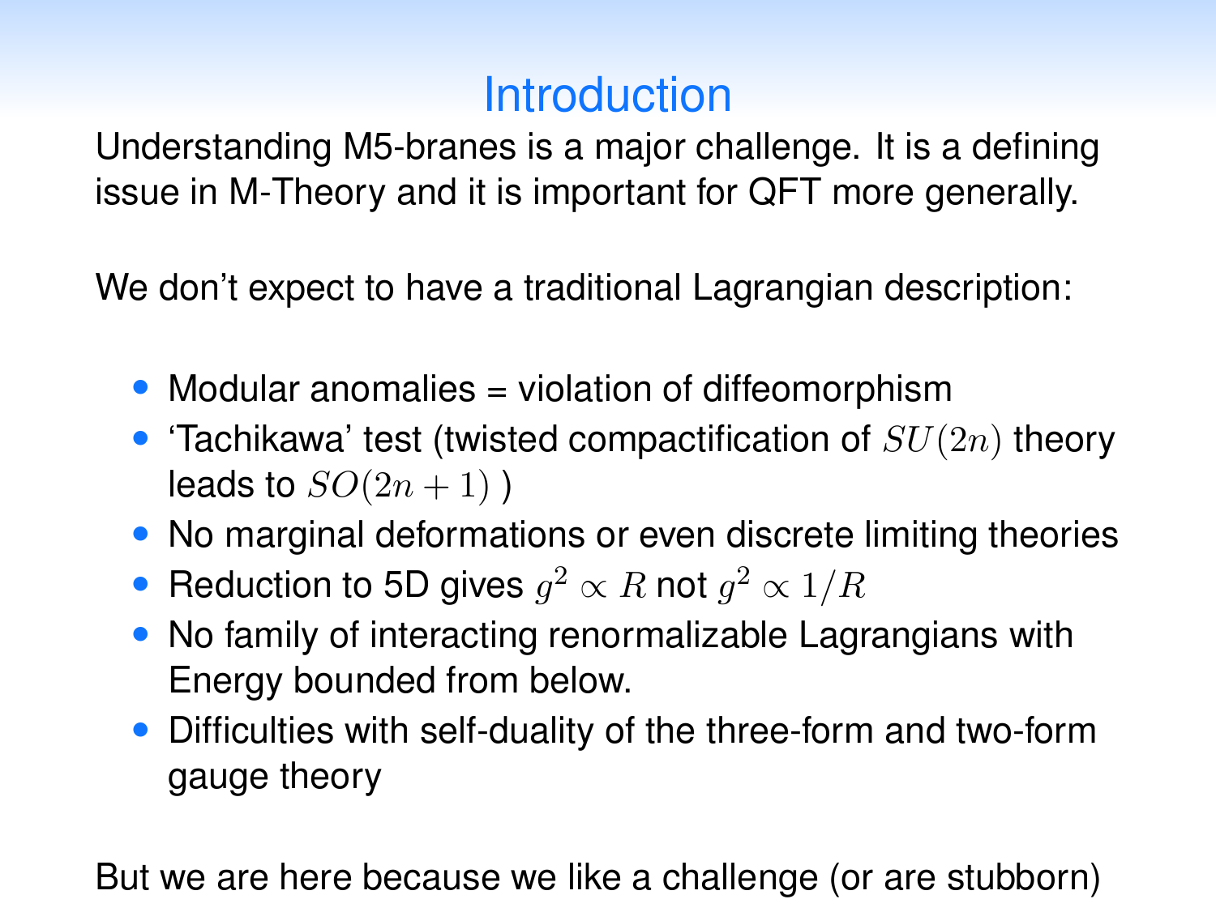# Introduction

Understanding M5-branes is a major challenge. It is a defining issue in M-Theory and it is important for QFT more generally.

We don't expect to have a traditional Lagrangian description:

- Modular anomalies = violation of diffeomorphism
- 'Tachikawa' test (twisted compactification of $SU(2n)$ theory leads to $SO(2n+1)$ )
- No marginal deformations or even discrete limiting theories
- Reduction to 5D gives $g^2 \propto R$ not $g^2 \propto 1/R$
- No family of interacting renormalizable Lagrangians with Energy bounded from below.
- Difficulties with self-duality of the three-form and two-form gauge theory

But we are here because we like a challenge (or are stubborn)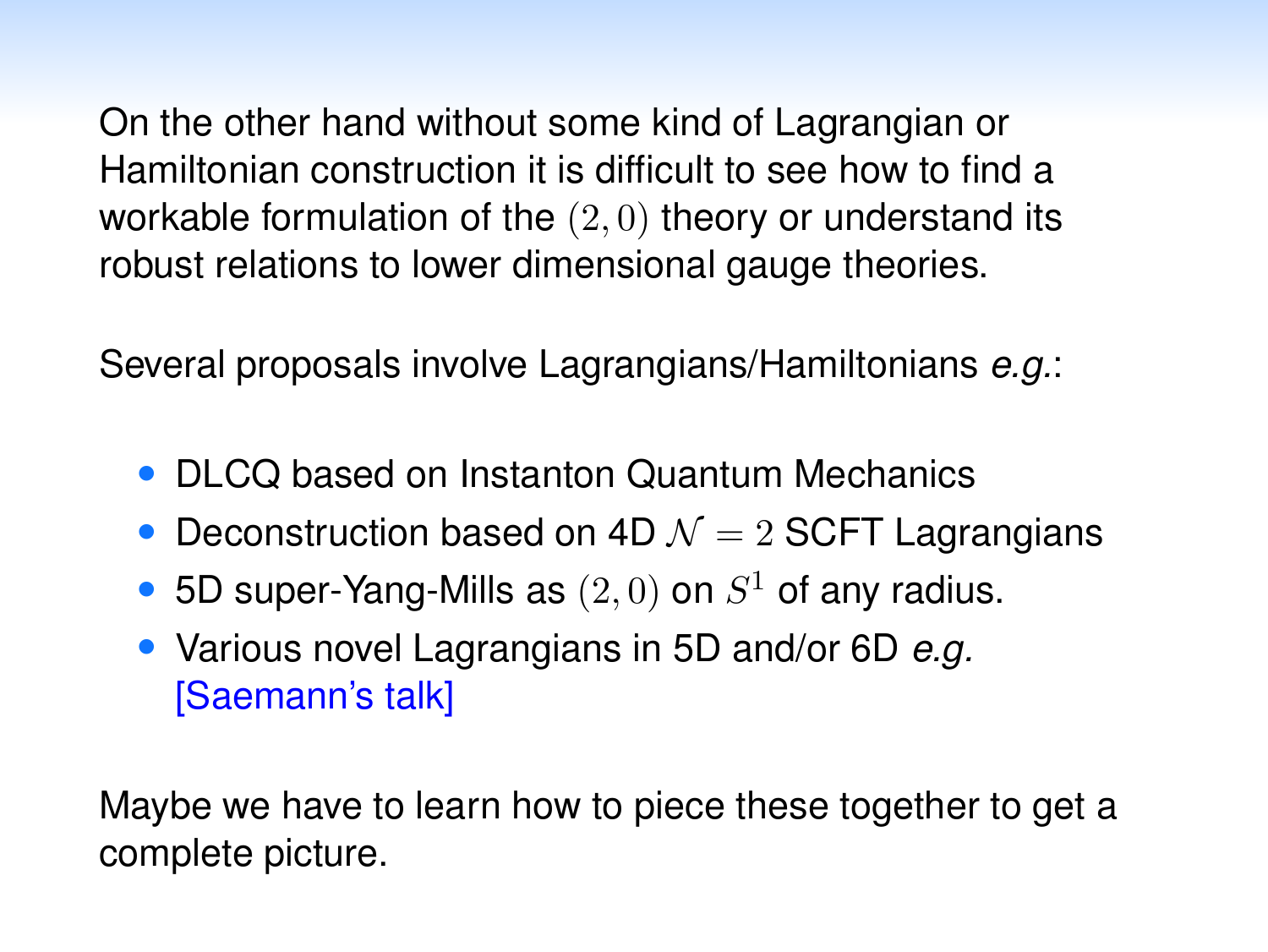On the other hand without some kind of Lagrangian or Hamiltonian construction it is difficult to see how to find a workable formulation of the $(2,0)$ theory or understand its robust relations to lower dimensional gauge theories.

Several proposals involve Lagrangians/Hamiltonians *e.g.*:

- DLCQ based on Instanton Quantum Mechanics
- Deconstruction based on 4D $\mathcal{N}=2$ SCFT Lagrangians
- 5D super-Yang-Mills as $(2,0)$ on $S^1$ of any radius.
- Various novel Lagrangians in 5D and/or 6D *e.g.* [Saemann's talk]

Maybe we have to learn how to piece these together to get a complete picture.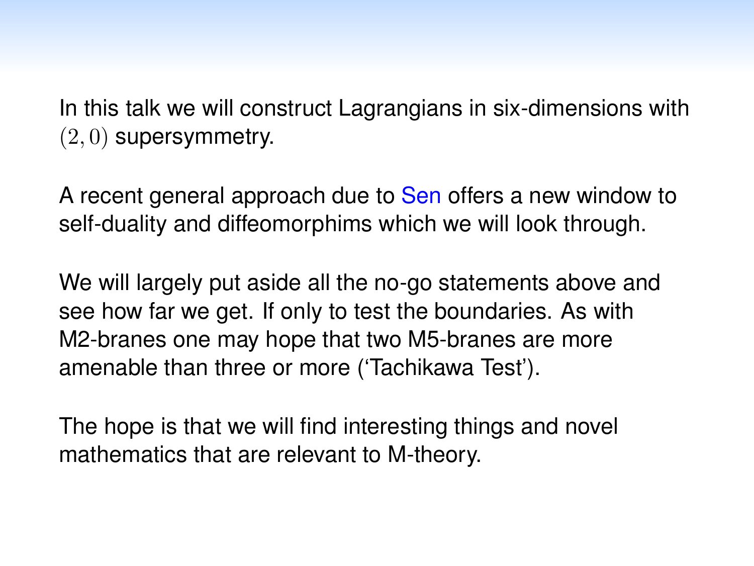In this talk we will construct Lagrangians in six-dimensions with $(2,0)$ supersymmetry.

A recent general approach due to Sen offers a new window to self-duality and diffeomorphims which we will look through.

We will largely put aside all the no-go statements above and see how far we get. If only to test the boundaries. As with M2-branes one may hope that two M5-branes are more amenable than three or more ('Tachikawa Test').

The hope is that we will find interesting things and novel mathematics that are relevant to M-theory.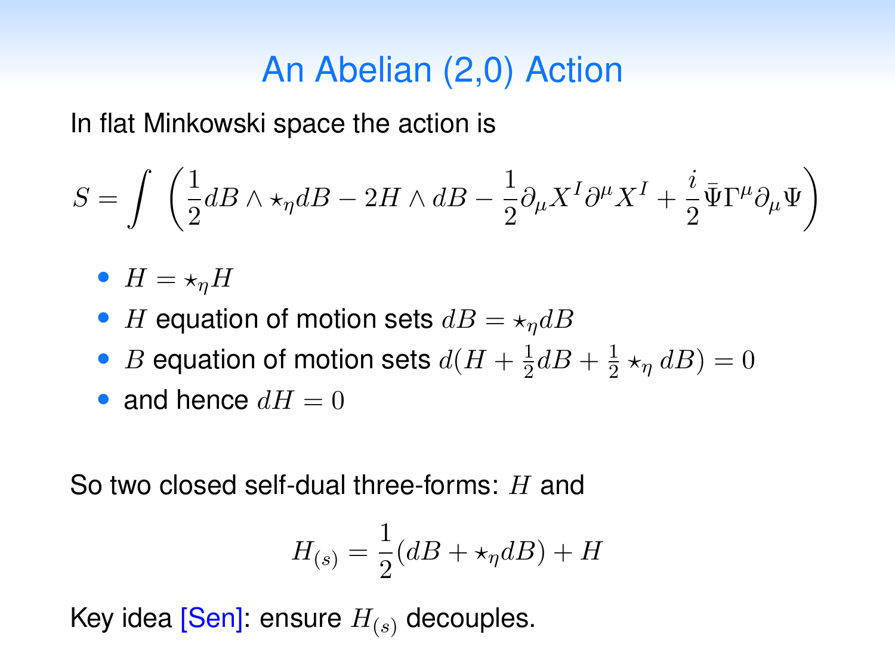# An Abelian (2,0) Action

In flat Minkowski space the action is

$$S = \int \left( \frac{1}{2} dB \wedge \star_\eta dB - 2H \wedge dB - \frac{1}{2}\partial_\mu X^I \partial^\mu X^I + \frac{i}{2}\bar{\Psi}\Gamma^\mu \partial_\mu \Psi \right)$$

- $H = \star_\eta H$
- $H$ equation of motion sets $dB = \star_\eta dB$
- $B$ equation of motion sets $d(H + \frac{1}{2}dB + \frac{1}{2} \star_\eta dB) = 0$
- and hence $dH = 0$

So two closed self-dual three-forms: $H$ and

$$H_{(s)} = \frac{1}{2}(dB + \star_\eta dB) + H$$

Key idea [Sen]: ensure $H_{(s)}$ decouples.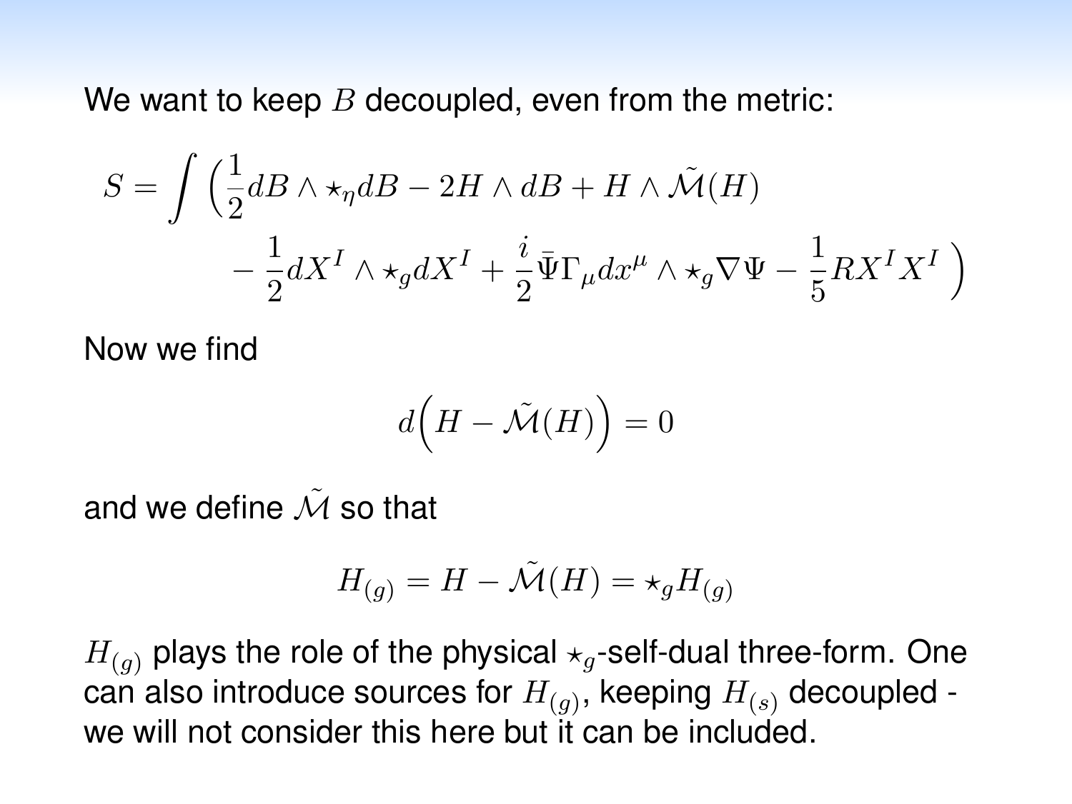We want to keep $B$ decoupled, even from the metric:

$$
\begin{aligned}
S = \int \Big( & \frac{1}{2} dB \wedge \star_\eta dB - 2H \wedge dB + H \wedge \tilde{\mathcal{M}}(H) \\
& - \frac{1}{2} dX^I \wedge \star_g dX^I + \frac{i}{2} \bar{\Psi} \Gamma_\mu dx^\mu \wedge \star_g \nabla \Psi - \frac{1}{5} R X^I X^I \Big)
\end{aligned}
$$

Now we find

$$
d\Big(H - \tilde{\mathcal{M}}(H)\Big) = 0
$$

and we define $\tilde{\mathcal{M}}$ so that

$$
H_{(g)} = H - \tilde{\mathcal{M}}(H) = \star_g H_{(g)}
$$

$H_{(g)}$ plays the role of the physical $\star_g$-self-dual three-form. One can also introduce sources for $H_{(g)}$, keeping $H_{(s)}$ decoupled - we will not consider this here but it can be included.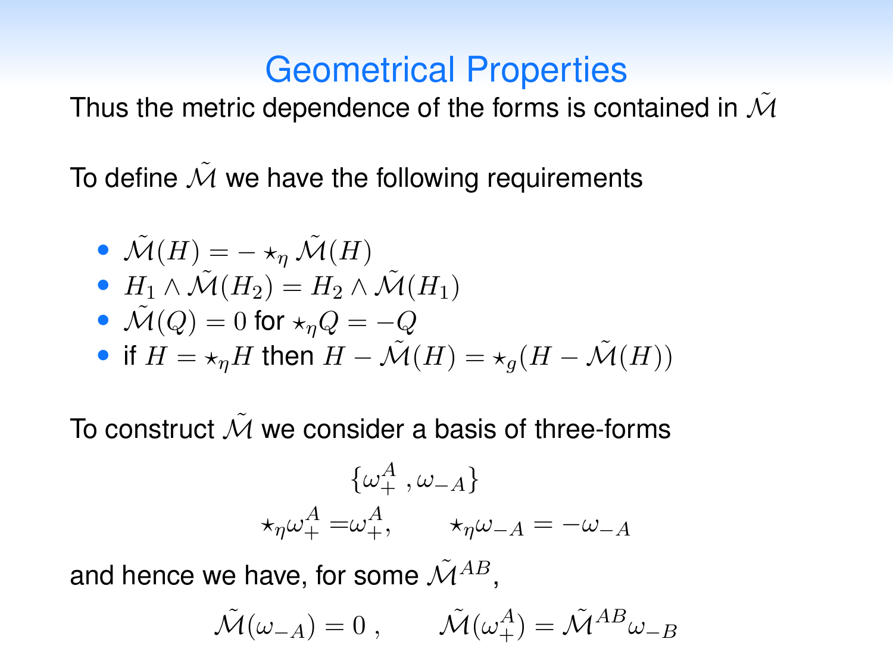# Geometrical Properties

Thus the metric dependence of the forms is contained in $\tilde{\mathcal{M}}$

To define $\tilde{\mathcal{M}}$ we have the following requirements

- $\tilde{\mathcal{M}}(H) = - \star_\eta \tilde{\mathcal{M}}(H)$
- $H_1 \wedge \tilde{\mathcal{M}}(H_2) = H_2 \wedge \tilde{\mathcal{M}}(H_1)$
- $\tilde{\mathcal{M}}(Q) = 0$ for $\star_\eta Q = -Q$
- if $H = \star_\eta H$ then $H - \tilde{\mathcal{M}}(H) = \star_g (H - \tilde{\mathcal{M}}(H))$

To construct $\tilde{\mathcal{M}}$ we consider a basis of three-forms

$$\{\omega_+^A \,, \omega_{-A}\}$$

$$\star_\eta \omega_+^A = \omega_+^A, \qquad \star_\eta \omega_{-A} = -\omega_{-A}$$

and hence we have, for some $\tilde{\mathcal{M}}^{AB}$,

$$\tilde{\mathcal{M}}(\omega_{-A}) = 0 \,, \qquad \tilde{\mathcal{M}}(\omega_+^A) = \tilde{\mathcal{M}}^{AB} \omega_{-B}$$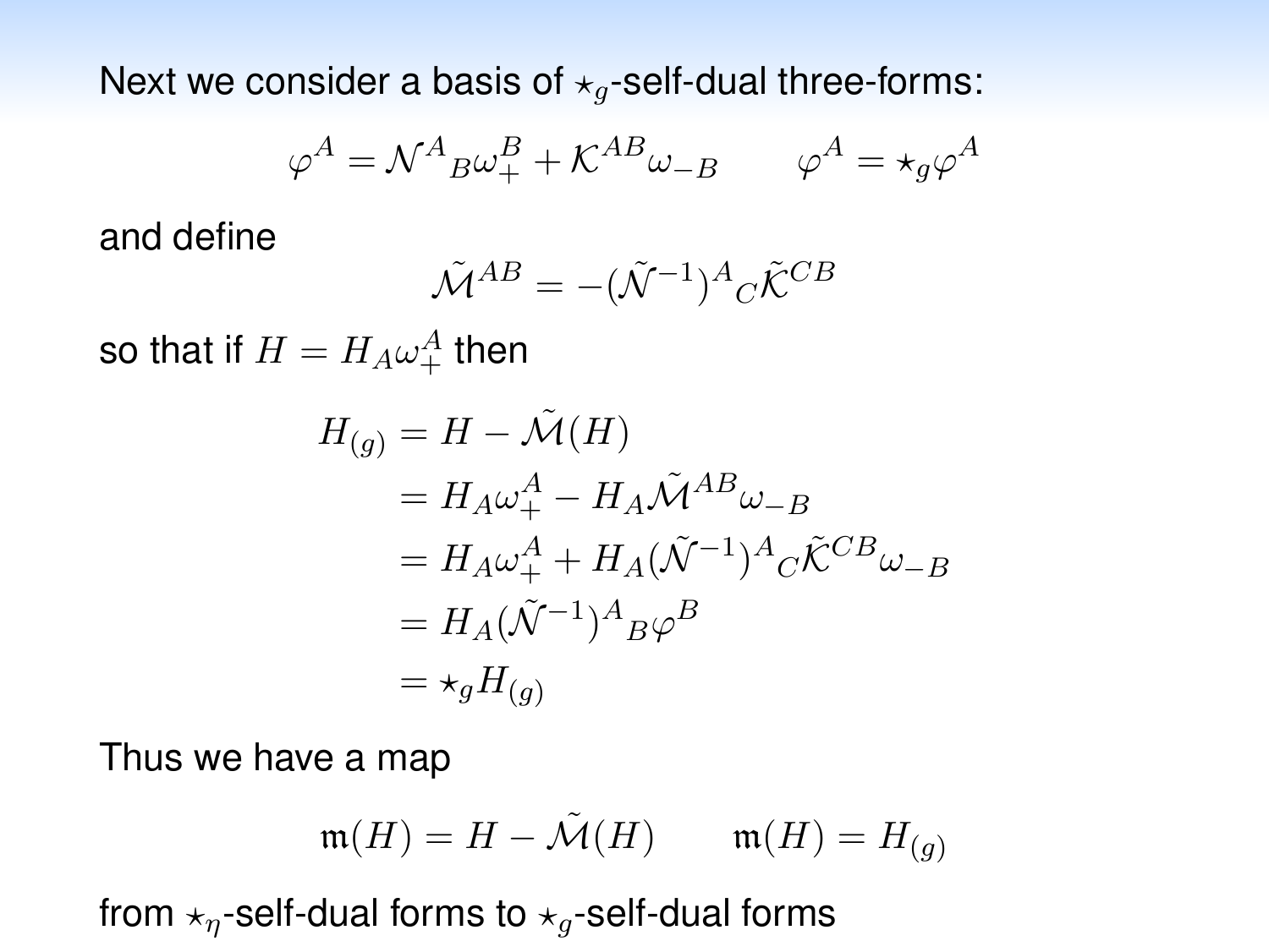Next we consider a basis of $\star_g$-self-dual three-forms:

$$\varphi^A = \mathcal{N}^A{}_B \omega_+^B + \mathcal{K}^{AB} \omega_{-B} \qquad \varphi^A = \star_g \varphi^A$$

and define

$$\tilde{\mathcal{M}}^{AB} = -(\tilde{\mathcal{N}}^{-1})^A{}_C \tilde{\mathcal{K}}^{CB}$$

so that if $H = H_A \omega_+^A$ then

$$\begin{aligned}
H_{(g)} &= H - \tilde{\mathcal{M}}(H) \\
&= H_A \omega_+^A - H_A \tilde{\mathcal{M}}^{AB} \omega_{-B} \\
&= H_A \omega_+^A + H_A (\tilde{\mathcal{N}}^{-1})^A{}_C \tilde{\mathcal{K}}^{CB} \omega_{-B} \\
&= H_A (\tilde{\mathcal{N}}^{-1})^A{}_B \varphi^B \\
&= \star_g H_{(g)}
\end{aligned}$$

Thus we have a map

$$\mathfrak{m}(H) = H - \tilde{\mathcal{M}}(H) \qquad \mathfrak{m}(H) = H_{(g)}$$

from $\star_\eta$-self-dual forms to $\star_g$-self-dual forms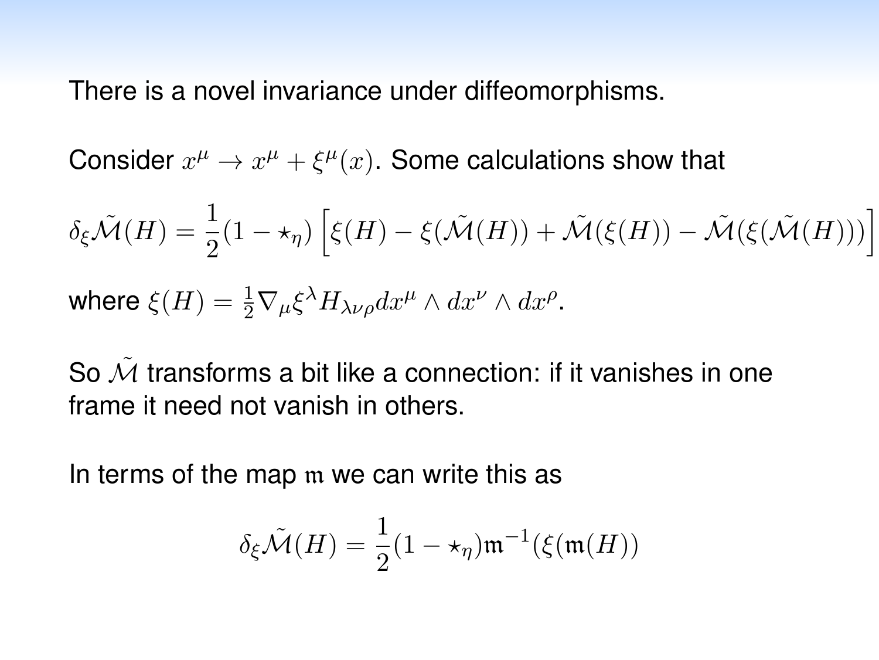There is a novel invariance under diffeomorphisms.

Consider $x^\mu \to x^\mu + \xi^\mu(x)$. Some calculations show that

$$\delta_\xi \tilde{\mathcal{M}}(H) = \frac{1}{2}(1 - \star_\eta)\left[\xi(H) - \xi(\tilde{\mathcal{M}}(H)) + \tilde{\mathcal{M}}(\xi(H)) - \tilde{\mathcal{M}}(\xi(\tilde{\mathcal{M}}(H)))\right]$$

where $\xi(H) = \frac{1}{2}\nabla_\mu \xi^\lambda H_{\lambda\nu\rho} dx^\mu \wedge dx^\nu \wedge dx^\rho$.

So $\tilde{\mathcal{M}}$ transforms a bit like a connection: if it vanishes in one frame it need not vanish in others.

In terms of the map $\mathfrak{m}$ we can write this as

$$\delta_\xi \tilde{\mathcal{M}}(H) = \frac{1}{2}(1 - \star_\eta)\mathfrak{m}^{-1}(\xi(\mathfrak{m}(H))$$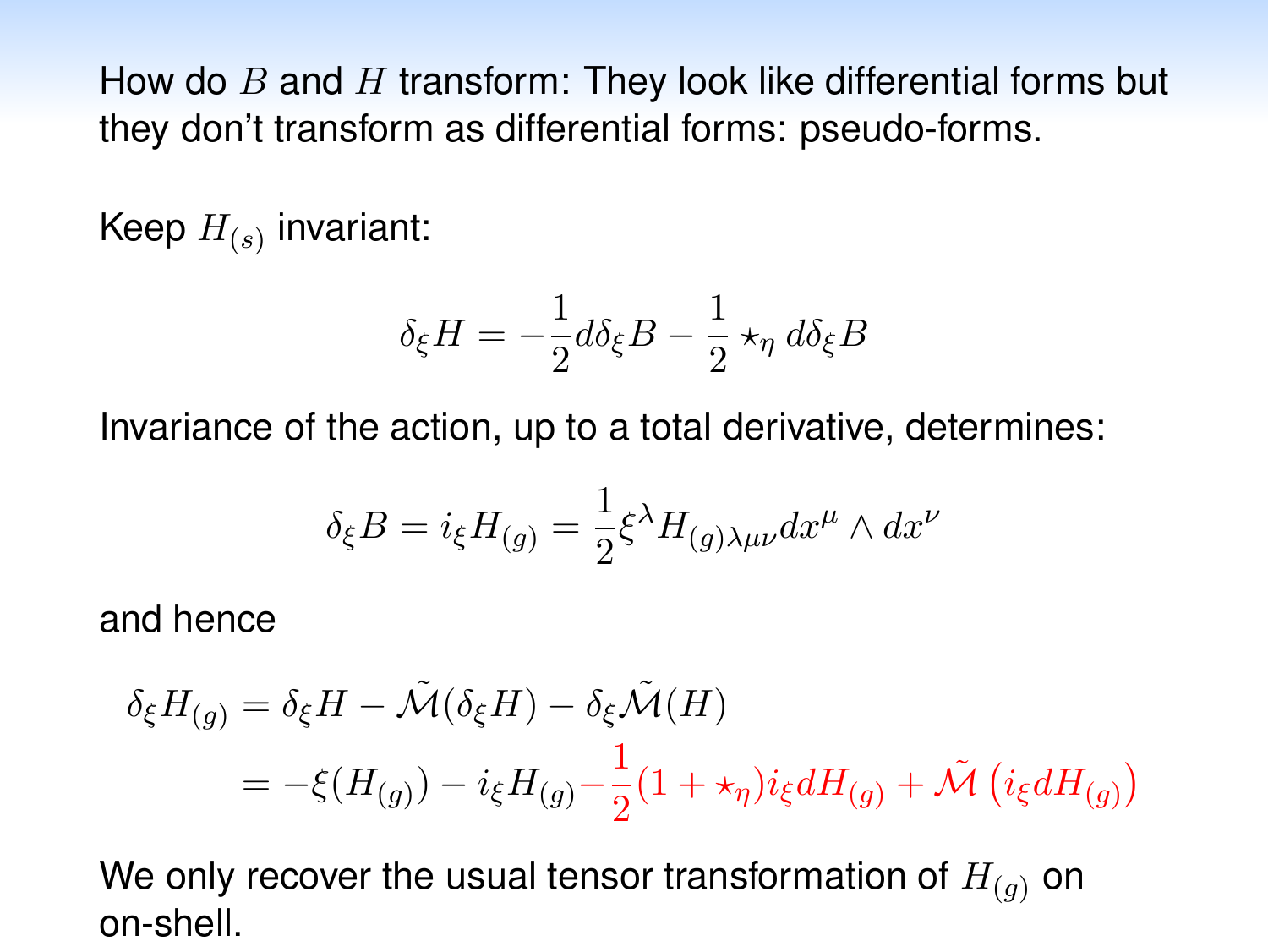How do $B$ and $H$ transform: They look like differential forms but they don't transform as differential forms: pseudo-forms.

Keep $H_{(s)}$ invariant:

$$\delta_\xi H = -\frac{1}{2} d\delta_\xi B - \frac{1}{2} \star_\eta d\delta_\xi B$$

Invariance of the action, up to a total derivative, determines:

$$\delta_\xi B = i_\xi H_{(g)} = \frac{1}{2} \xi^\lambda H_{(g)\lambda\mu\nu} dx^\mu \wedge dx^\nu$$

and hence

$$\begin{aligned}
\delta_\xi H_{(g)} &= \delta_\xi H - \tilde{\mathcal{M}}(\delta_\xi H) - \delta_\xi \tilde{\mathcal{M}}(H) \\
&= -\xi(H_{(g)}) - i_\xi H_{(g)} - \frac{1}{2}(1 + \star_\eta) i_\xi dH_{(g)} + \tilde{\mathcal{M}}\left(i_\xi dH_{(g)}\right)
\end{aligned}$$

We only recover the usual tensor transformation of $H_{(g)}$ on on-shell.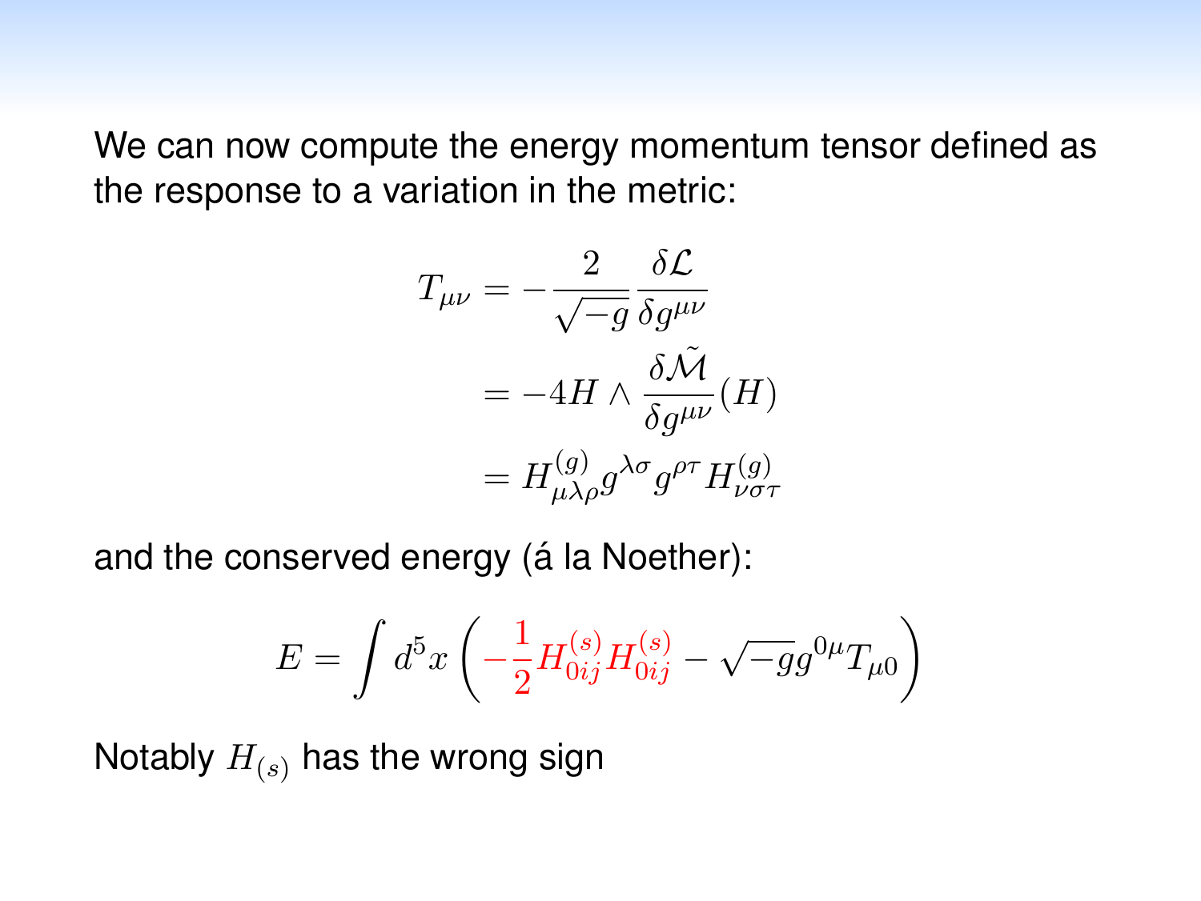We can now compute the energy momentum tensor defined as the response to a variation in the metric:

$$
\begin{aligned}
T_{\mu\nu} &= -\frac{2}{\sqrt{-g}} \frac{\delta \mathcal{L}}{\delta g^{\mu\nu}} \\
&= -4H \wedge \frac{\delta \tilde{\mathcal{M}}}{\delta g^{\mu\nu}}(H) \\
&= H^{(g)}_{\mu\lambda\rho} g^{\lambda\sigma} g^{\rho\tau} H^{(g)}_{\nu\sigma\tau}
\end{aligned}
$$

and the conserved energy (á la Noether):

$$
E = \int d^5x \left( -\frac{1}{2} H^{(s)}_{0ij} H^{(s)}_{0ij} - \sqrt{-g} g^{0\mu} T_{\mu 0} \right)
$$

Notably $H_{(s)}$ has the wrong sign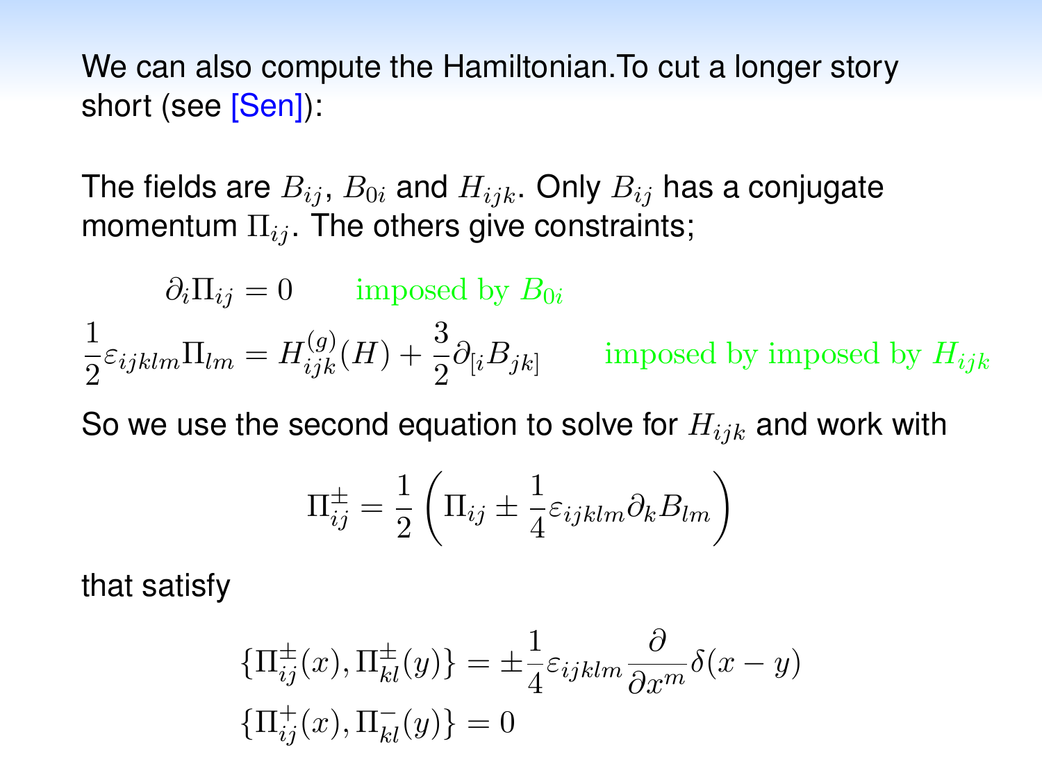We can also compute the Hamiltonian.To cut a longer story short (see [Sen]):

The fields are $B_{ij}$, $B_{0i}$ and $H_{ijk}$. Only $B_{ij}$ has a conjugate momentum $\Pi_{ij}$. The others give constraints;

$$\partial_i \Pi_{ij} = 0 \qquad \text{imposed by } B_{0i}$$

$$\frac{1}{2}\varepsilon_{ijklm}\Pi_{lm} = H^{(g)}_{ijk}(H) + \frac{3}{2}\partial_{[i}B_{jk]} \qquad \text{imposed by imposed by } H_{ijk}$$

So we use the second equation to solve for $H_{ijk}$ and work with

$$\Pi^{\pm}_{ij} = \frac{1}{2}\left(\Pi_{ij} \pm \frac{1}{4}\varepsilon_{ijklm}\partial_k B_{lm}\right)$$

that satisfy

$$\{\Pi^{\pm}_{ij}(x), \Pi^{\pm}_{kl}(y)\} = \pm\frac{1}{4}\varepsilon_{ijklm}\frac{\partial}{\partial x^m}\delta(x-y)$$

$$\{\Pi^{+}_{ij}(x), \Pi^{-}_{kl}(y)\} = 0$$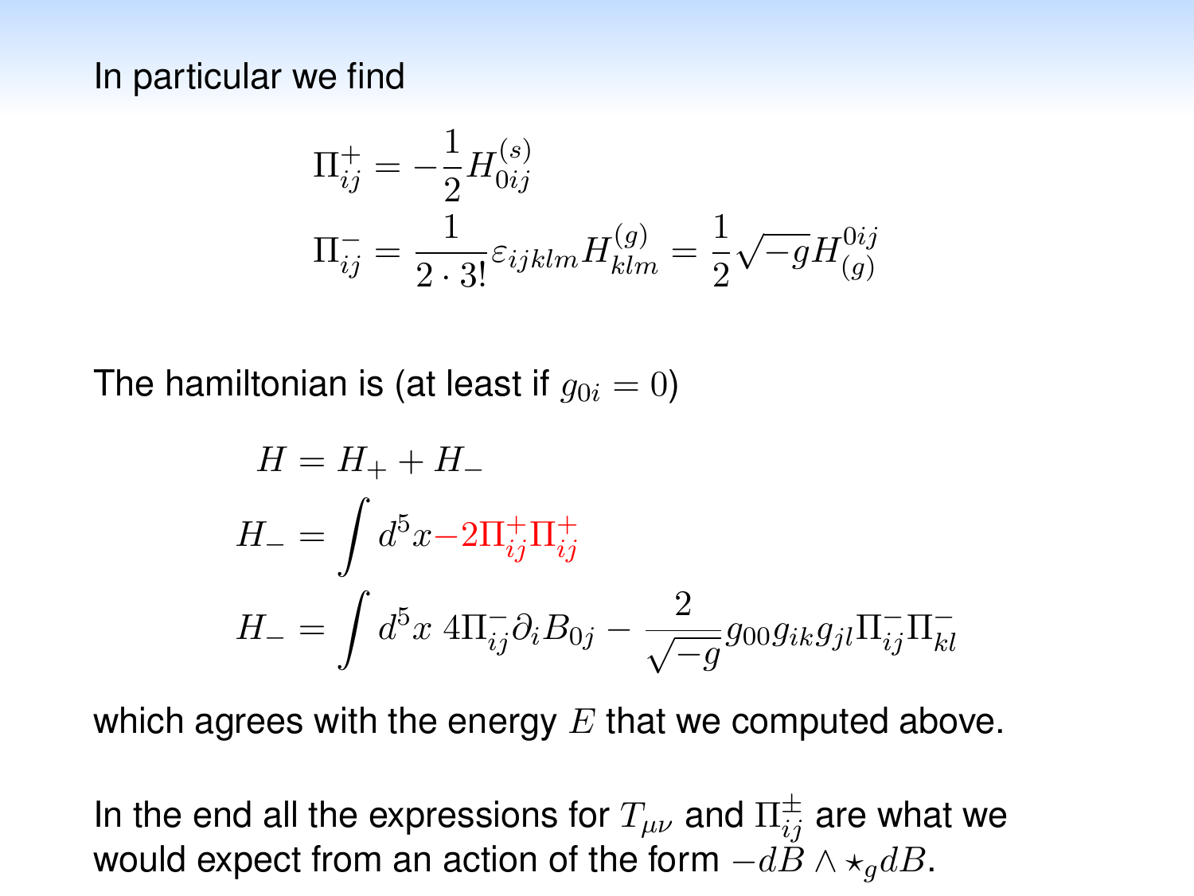In particular we find

$$
\begin{aligned}
\Pi^+_{ij} &= -\frac{1}{2} H^{(s)}_{0ij} \\
\Pi^-_{ij} &= \frac{1}{2 \cdot 3!} \varepsilon_{ijklm} H^{(g)}_{klm} = \frac{1}{2} \sqrt{-g} H^{0ij}_{(g)}
\end{aligned}
$$

The hamiltonian is (at least if $g_{0i} = 0$)

$$
\begin{aligned}
H &= H_+ + H_- \\
H_- &= \int d^5x {-2\Pi^+_{ij}\Pi^+_{ij}} \\
H_- &= \int d^5x \; 4\Pi^-_{ij}\partial_i B_{0j} - \frac{2}{\sqrt{-g}} g_{00} g_{ik} g_{jl} \Pi^-_{ij} \Pi^-_{kl}
\end{aligned}
$$

which agrees with the energy $E$ that we computed above.

In the end all the expressions for $T_{\mu\nu}$ and $\Pi^\pm_{ij}$ are what we would expect from an action of the form $-dB \wedge \star_g dB$.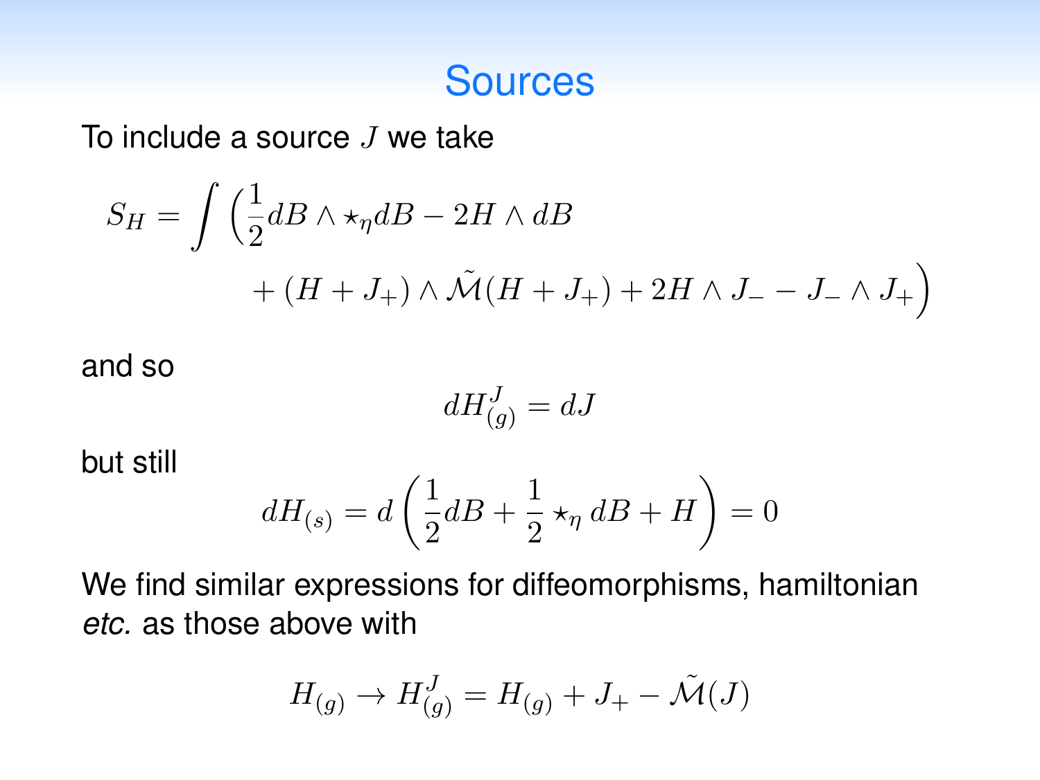# Sources

To include a source $J$ we take

$$S_H = \int \Big(\frac{1}{2}dB \wedge \star_\eta dB - 2H \wedge dB$$
$$+ (H + J_+) \wedge \tilde{\mathcal{M}}(H + J_+) + 2H \wedge J_- - J_- \wedge J_+\Big)$$

and so

$$dH^J_{(g)} = dJ$$

but still

$$dH_{(s)} = d\left(\frac{1}{2}dB + \frac{1}{2}\star_\eta dB + H\right) = 0$$

We find similar expressions for diffeomorphisms, hamiltonian *etc.* as those above with

$$H_{(g)} \to H^J_{(g)} = H_{(g)} + J_+ - \tilde{\mathcal{M}}(J)$$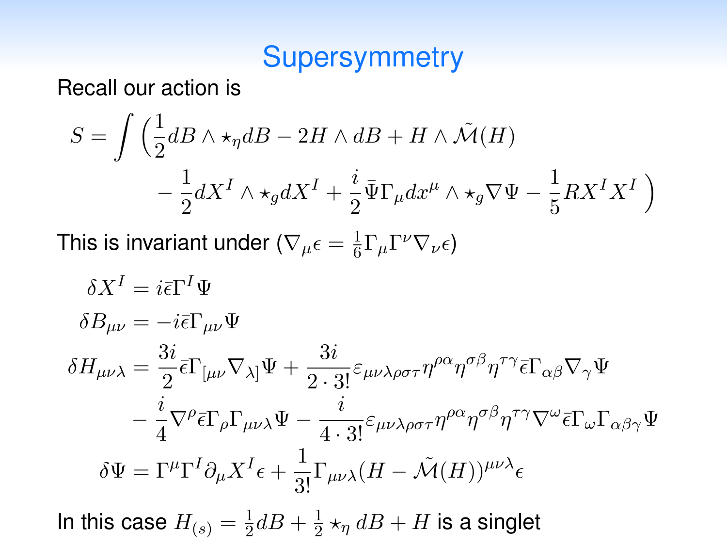# Supersymmetry

Recall our action is

$$S = \int \Big( \frac{1}{2} dB \wedge \star_\eta dB - 2H \wedge dB + H \wedge \tilde{\mathcal{M}}(H) \\ - \frac{1}{2} dX^I \wedge \star_g dX^I + \frac{i}{2} \bar{\Psi} \Gamma_\mu dx^\mu \wedge \star_g \nabla \Psi - \frac{1}{5} R X^I X^I \Big)$$

This is invariant under ($\nabla_\mu \epsilon = \frac{1}{6} \Gamma_\mu \Gamma^\nu \nabla_\nu \epsilon$)

$$\begin{aligned}
\delta X^I &= i \bar{\epsilon} \Gamma^I \Psi \\
\delta B_{\mu\nu} &= -i \bar{\epsilon} \Gamma_{\mu\nu} \Psi \\
\delta H_{\mu\nu\lambda} &= \frac{3i}{2} \bar{\epsilon} \Gamma_{[\mu\nu} \nabla_{\lambda]} \Psi + \frac{3i}{2 \cdot 3!} \varepsilon_{\mu\nu\lambda\rho\sigma\tau} \eta^{\rho\alpha} \eta^{\sigma\beta} \eta^{\tau\gamma} \bar{\epsilon} \Gamma_{\alpha\beta} \nabla_\gamma \Psi \\
&\quad - \frac{i}{4} \nabla^\rho \bar{\epsilon} \Gamma_\rho \Gamma_{\mu\nu\lambda} \Psi - \frac{i}{4 \cdot 3!} \varepsilon_{\mu\nu\lambda\rho\sigma\tau} \eta^{\rho\alpha} \eta^{\sigma\beta} \eta^{\tau\gamma} \nabla^\omega \bar{\epsilon} \Gamma_\omega \Gamma_{\alpha\beta\gamma} \Psi \\
\delta \Psi &= \Gamma^\mu \Gamma^I \partial_\mu X^I \epsilon + \frac{1}{3!} \Gamma_{\mu\nu\lambda} (H - \tilde{\mathcal{M}}(H))^{\mu\nu\lambda} \epsilon
\end{aligned}$$

In this case $H_{(s)} = \frac{1}{2} dB + \frac{1}{2} \star_\eta dB + H$ is a singlet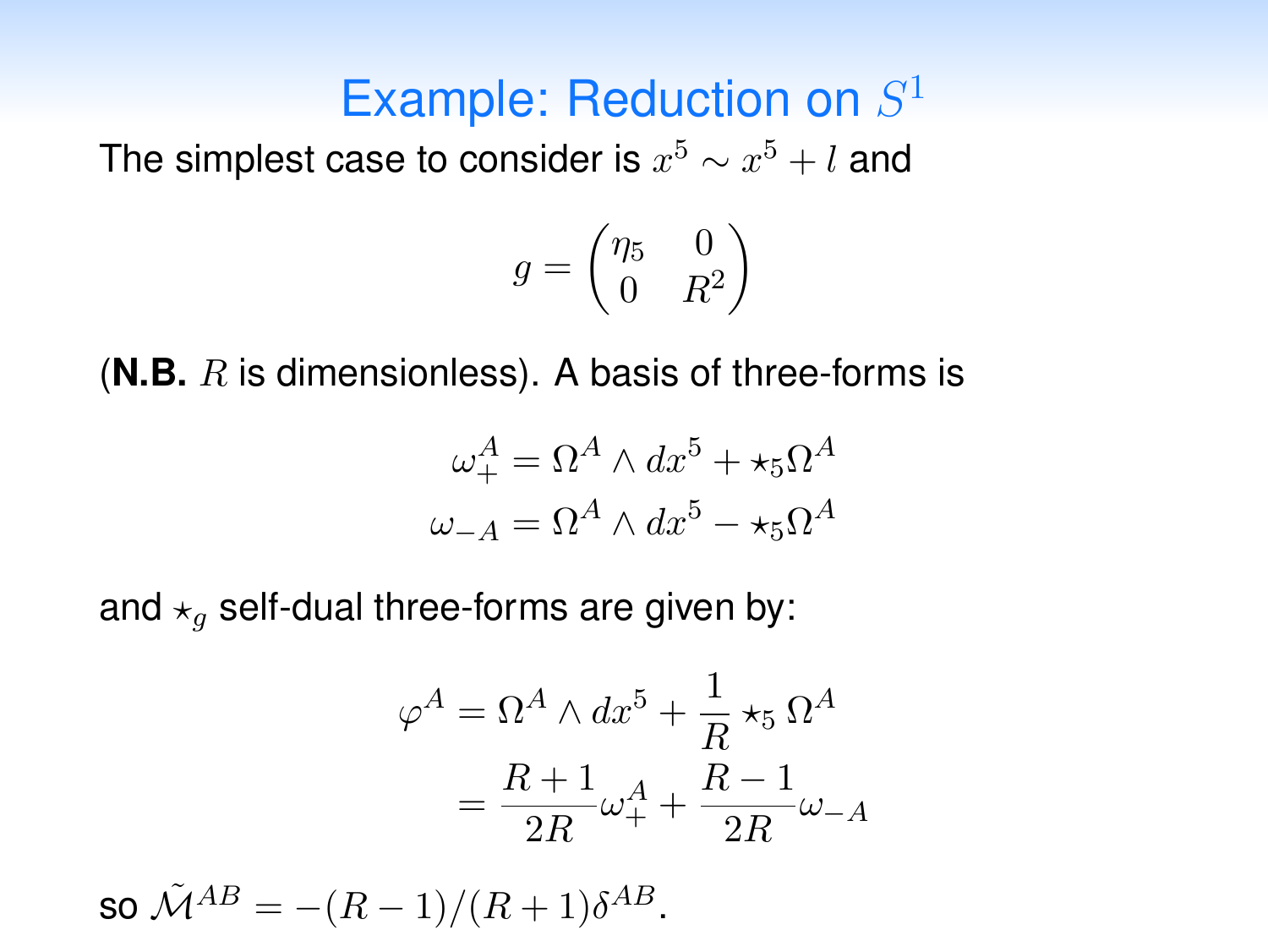# Example: Reduction on $S^1$

The simplest case to consider is $x^5 \sim x^5 + l$ and

$$g = \begin{pmatrix} \eta_5 & 0 \\ 0 & R^2 \end{pmatrix}$$

(**N.B.** $R$ is dimensionless). A basis of three-forms is

$$\omega_+^A = \Omega^A \wedge dx^5 + \star_5 \Omega^A$$
$$\omega_{-A} = \Omega^A \wedge dx^5 - \star_5 \Omega^A$$

and $\star_g$ self-dual three-forms are given by:

$$\begin{aligned} \varphi^A &= \Omega^A \wedge dx^5 + \frac{1}{R} \star_5 \Omega^A \\ &= \frac{R+1}{2R} \omega_+^A + \frac{R-1}{2R} \omega_{-A} \end{aligned}$$

so $\tilde{\mathcal{M}}^{AB} = -(R-1)/(R+1)\delta^{AB}$.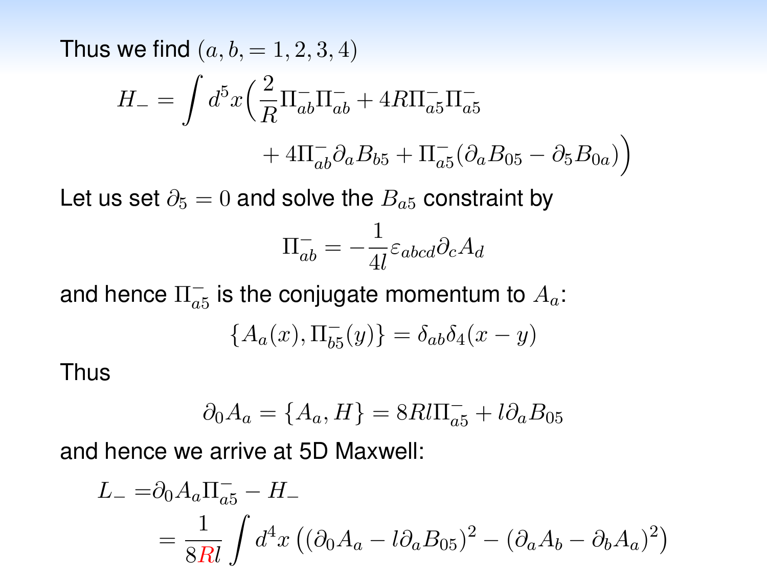Thus we find $(a, b, = 1, 2, 3, 4)$

$$
\begin{aligned}
H_- = \int d^5x \Big( & \frac{2}{R} \Pi^-_{ab} \Pi^-_{ab} + 4R \Pi^-_{a5} \Pi^-_{a5} \\
& + 4\Pi^-_{ab} \partial_a B_{b5} + \Pi^-_{a5} (\partial_a B_{05} - \partial_5 B_{0a}) \Big)
\end{aligned}
$$

Let us set $\partial_5 = 0$ and solve the $B_{a5}$ constraint by

$$
\Pi^-_{ab} = -\frac{1}{4l} \varepsilon_{abcd} \partial_c A_d
$$

and hence $\Pi^-_{a5}$ is the conjugate momentum to $A_a$:

$$
\{A_a(x), \Pi^-_{b5}(y)\} = \delta_{ab} \delta_4(x-y)
$$

Thus

$$
\partial_0 A_a = \{A_a, H\} = 8Rl \Pi^-_{a5} + l \partial_a B_{05}
$$

and hence we arrive at 5D Maxwell:

$$
\begin{aligned}
L_- = & \partial_0 A_a \Pi^-_{a5} - H_- \\
& = \frac{1}{8Rl} \int d^4x \left( (\partial_0 A_a - l \partial_a B_{05})^2 - (\partial_a A_b - \partial_b A_a)^2 \right)
\end{aligned}
$$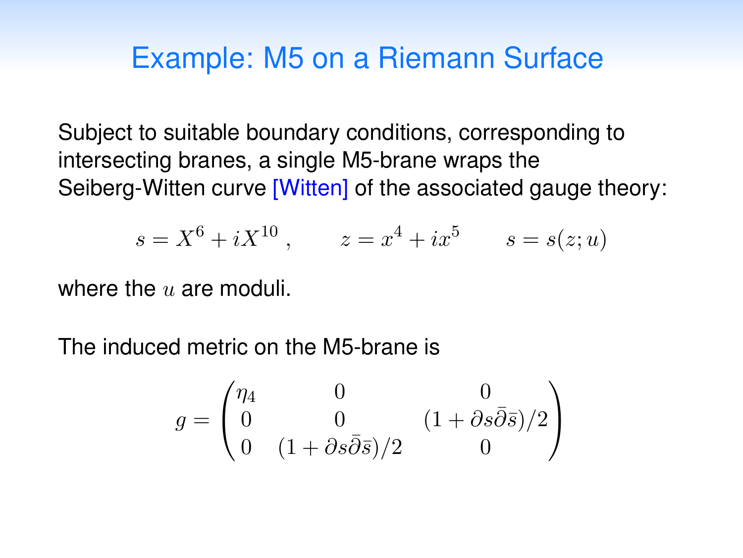# Example: M5 on a Riemann Surface

Subject to suitable boundary conditions, corresponding to intersecting branes, a single M5-brane wraps the Seiberg-Witten curve [Witten] of the associated gauge theory:

$$s = X^6 + iX^{10}\,, \qquad z = x^4 + ix^5 \qquad s = s(z;u)$$

where the $u$ are moduli.

The induced metric on the M5-brane is

$$g = \begin{pmatrix} \eta_4 & 0 & 0 \\ 0 & 0 & (1+\partial s\bar{\partial}\bar{s})/2 \\ 0 & (1+\partial s\bar{\partial}\bar{s})/2 & 0 \end{pmatrix}$$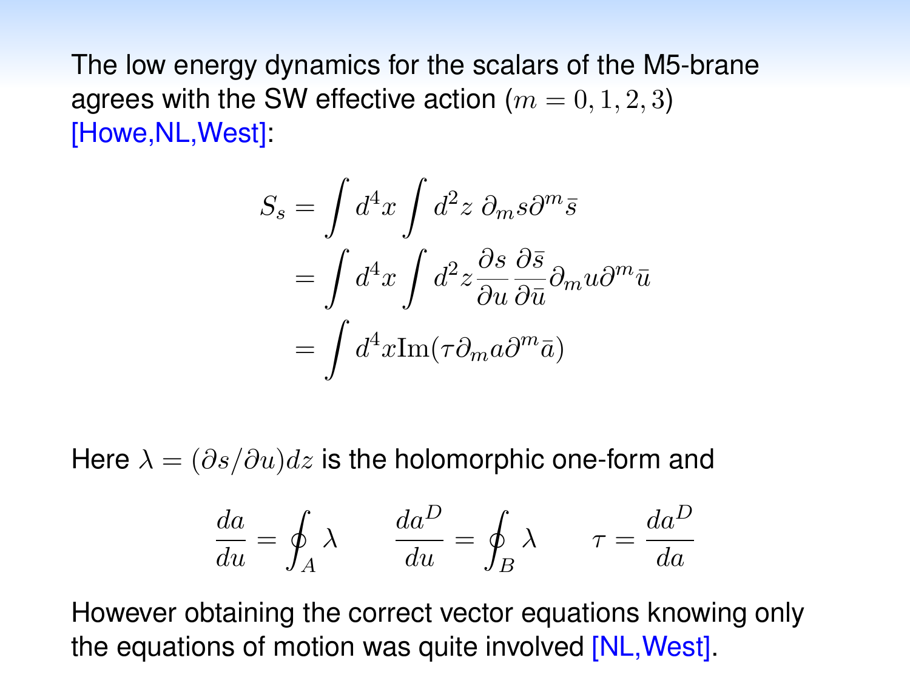The low energy dynamics for the scalars of the M5-brane agrees with the SW effective action ($m = 0, 1, 2, 3$) [Howe,NL,West]:

$$
\begin{aligned}
S_s &= \int d^4x \int d^2z \; \partial_m s \partial^m \bar{s} \\
&= \int d^4x \int d^2z \frac{\partial s}{\partial u} \frac{\partial \bar{s}}{\partial \bar{u}} \partial_m u \partial^m \bar{u} \\
&= \int d^4x \mathrm{Im}(\tau \partial_m a \partial^m \bar{a})
\end{aligned}
$$

Here $\lambda = (\partial s / \partial u) dz$ is the holomorphic one-form and

$$
\frac{da}{du} = \oint_A \lambda \qquad \frac{da^D}{du} = \oint_B \lambda \qquad \tau = \frac{da^D}{da}
$$

However obtaining the correct vector equations knowing only the equations of motion was quite involved [NL,West].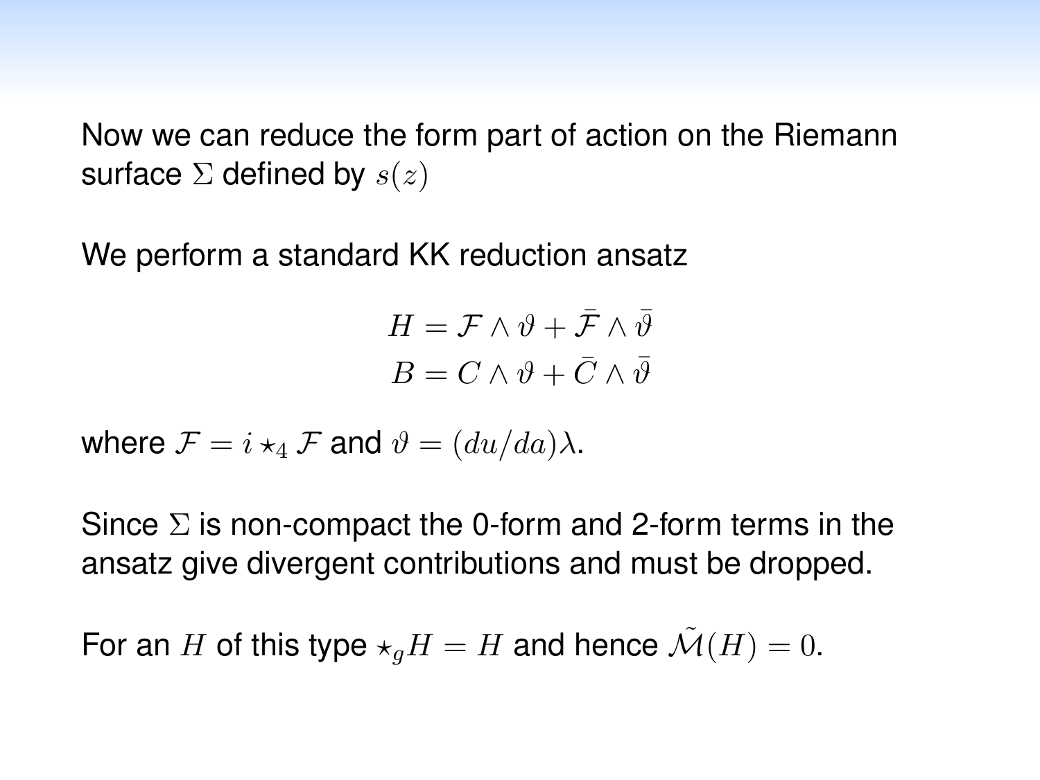Now we can reduce the form part of action on the Riemann surface $\Sigma$ defined by $s(z)$

We perform a standard KK reduction ansatz

$$
\begin{aligned}
H &= \mathcal{F} \wedge \vartheta + \bar{\mathcal{F}} \wedge \bar{\vartheta} \\
B &= C \wedge \vartheta + \bar{C} \wedge \bar{\vartheta}
\end{aligned}
$$

where $\mathcal{F} = i \star_4 \mathcal{F}$ and $\vartheta = (du/da)\lambda$.

Since $\Sigma$ is non-compact the 0-form and 2-form terms in the ansatz give divergent contributions and must be dropped.

For an $H$ of this type $\star_g H = H$ and hence $\tilde{\mathcal{M}}(H) = 0$.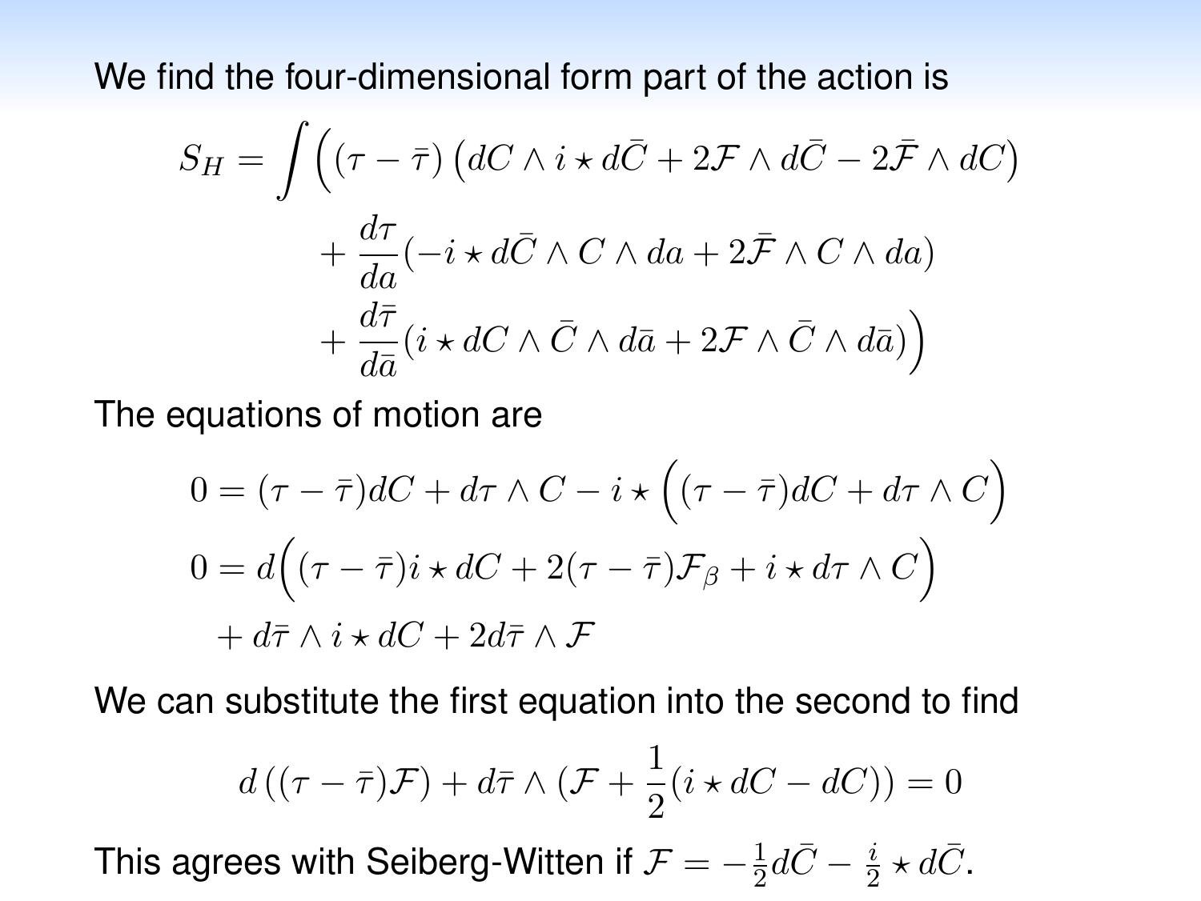We find the four-dimensional form part of the action is

$$
\begin{aligned}
S_H = \int \Big( & (\tau - \bar{\tau}) \left( dC \wedge i \star d\bar{C} + 2\mathcal{F} \wedge d\bar{C} - 2\bar{\mathcal{F}} \wedge dC \right) \\
& + \frac{d\tau}{da} (-i \star d\bar{C} \wedge C \wedge da + 2\bar{\mathcal{F}} \wedge C \wedge da) \\
& + \frac{d\bar{\tau}}{d\bar{a}} (i \star dC \wedge \bar{C} \wedge d\bar{a} + 2\mathcal{F} \wedge \bar{C} \wedge d\bar{a}) \Big)
\end{aligned}
$$

The equations of motion are

$$
\begin{aligned}
0 &= (\tau - \bar{\tau}) dC + d\tau \wedge C - i \star \Big( (\tau - \bar{\tau}) dC + d\tau \wedge C \Big) \\
0 &= d\Big( (\tau - \bar{\tau}) i \star dC + 2(\tau - \bar{\tau}) \mathcal{F}_\beta + i \star d\tau \wedge C \Big) \\
&\quad + d\bar{\tau} \wedge i \star dC + 2 d\bar{\tau} \wedge \mathcal{F}
\end{aligned}
$$

We can substitute the first equation into the second to find

$$
d\left( (\tau - \bar{\tau}) \mathcal{F} \right) + d\bar{\tau} \wedge \left( \mathcal{F} + \frac{1}{2} (i \star dC - dC) \right) = 0
$$

This agrees with Seiberg-Witten if $\mathcal{F} = -\frac{1}{2} d\bar{C} - \frac{i}{2} \star d\bar{C}$.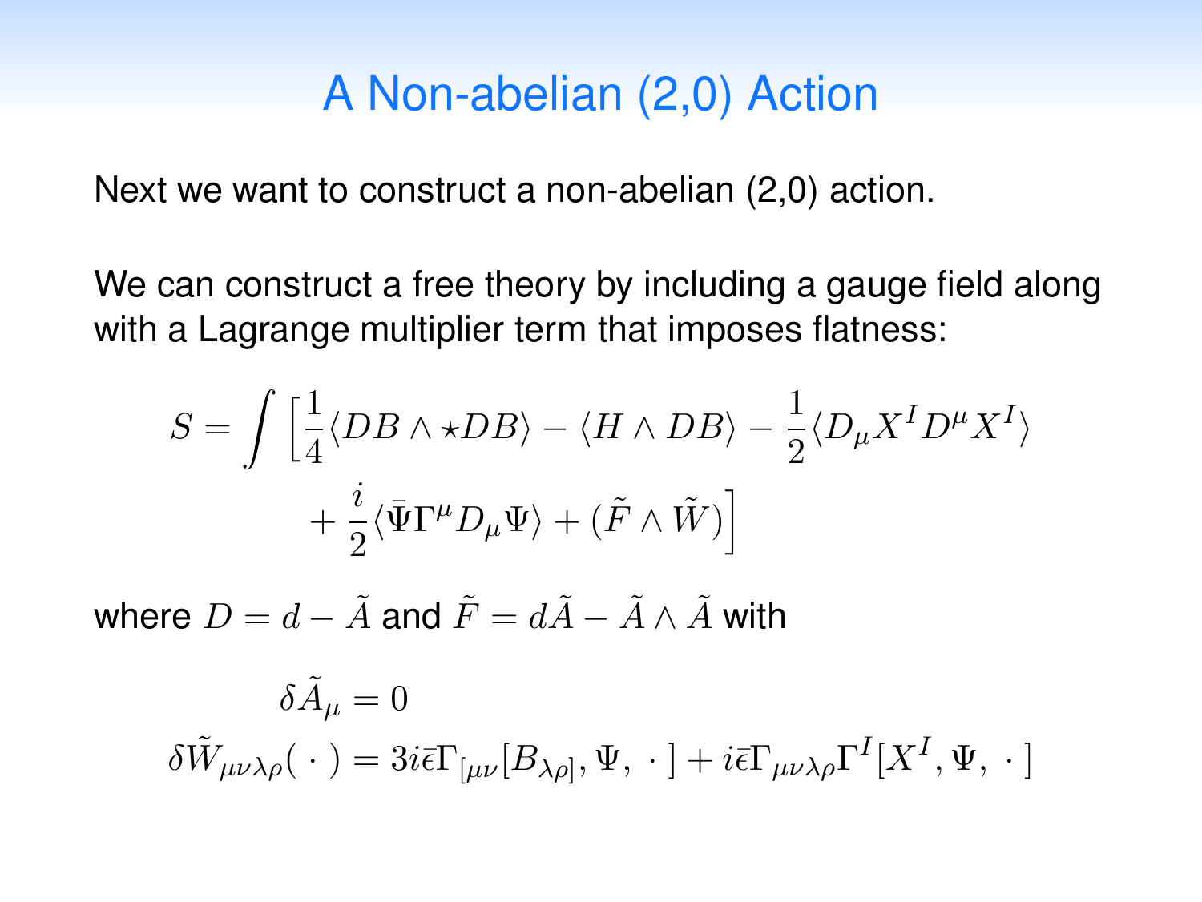# A Non-abelian (2,0) Action

Next we want to construct a non-abelian (2,0) action.

We can construct a free theory by including a gauge field along with a Lagrange multiplier term that imposes flatness:

$$S = \int \Big[\frac{1}{4}\langle DB \wedge \star DB\rangle - \langle H \wedge DB\rangle - \frac{1}{2}\langle D_\mu X^I D^\mu X^I\rangle + \frac{i}{2}\langle \bar{\Psi}\Gamma^\mu D_\mu \Psi\rangle + (\tilde{F} \wedge \tilde{W})\Big]$$

where $D = d - \tilde{A}$ and $\tilde{F} = d\tilde{A} - \tilde{A} \wedge \tilde{A}$ with

$$\delta \tilde{A}_\mu = 0$$

$$\delta \tilde{W}_{\mu\nu\lambda\rho}(\,\cdot\,) = 3i\bar{\epsilon}\Gamma_{[\mu\nu}[B_{\lambda\rho]}, \Psi, \,\cdot\,] + i\bar{\epsilon}\Gamma_{\mu\nu\lambda\rho}\Gamma^I[X^I, \Psi, \,\cdot\,]$$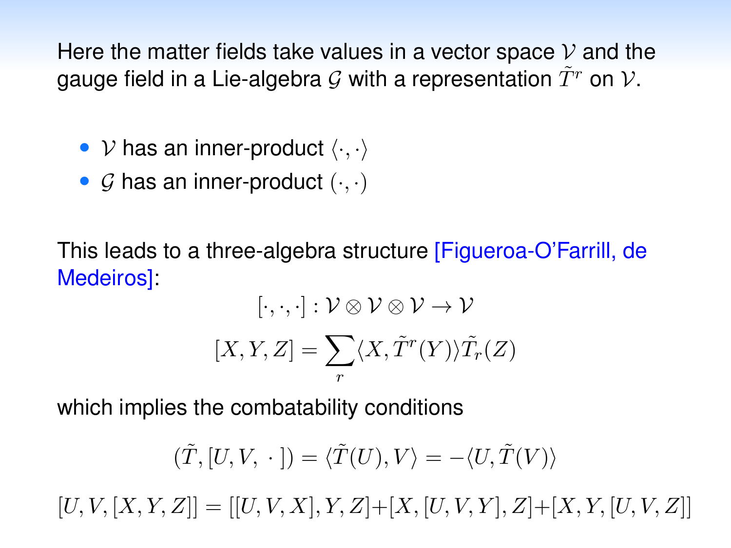Here the matter fields take values in a vector space $\mathcal{V}$ and the gauge field in a Lie-algebra $\mathcal{G}$ with a representation $\tilde{T}^r$ on $\mathcal{V}$.

- $\mathcal{V}$ has an inner-product $\langle \cdot, \cdot \rangle$
- $\mathcal{G}$ has an inner-product $(\cdot, \cdot)$

This leads to a three-algebra structure [Figueroa-O'Farrill, de Medeiros]:

$$[\cdot, \cdot, \cdot] : \mathcal{V} \otimes \mathcal{V} \otimes \mathcal{V} \to \mathcal{V}$$

$$[X, Y, Z] = \sum_r \langle X, \tilde{T}^r(Y) \rangle \tilde{T}_r(Z)$$

which implies the combatability conditions

$$(\tilde{T}, [U, V, \ \cdot \ ]) = \langle \tilde{T}(U), V \rangle = -\langle U, \tilde{T}(V) \rangle$$

$$[U, V, [X, Y, Z]] = [[U, V, X], Y, Z] + [X, [U, V, Y], Z] + [X, Y, [U, V, Z]]$$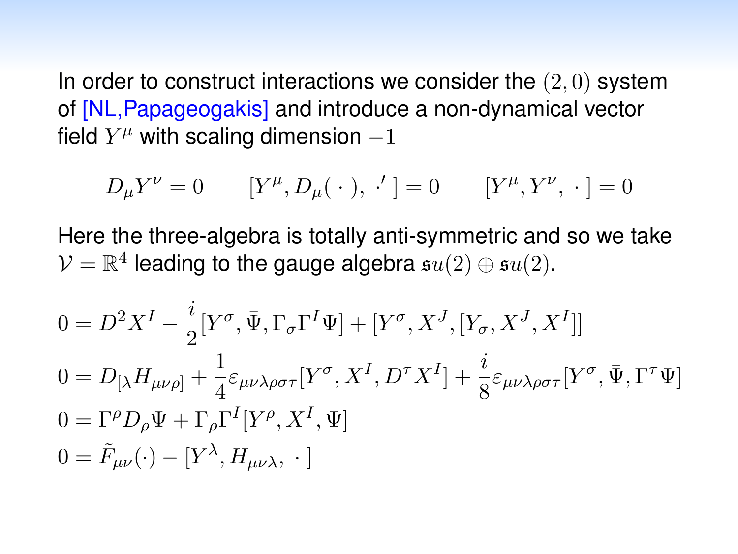In order to construct interactions we consider the $(2,0)$ system of [NL,Papageogakis] and introduce a non-dynamical vector field $Y^\mu$ with scaling dimension $-1$

$$
D_\mu Y^\nu = 0 \qquad [Y^\mu, D_\mu(\,\cdot\,),\,\cdot'\,] = 0 \qquad [Y^\mu, Y^\nu,\,\cdot\,] = 0
$$

Here the three-algebra is totally anti-symmetric and so we take $\mathcal{V} = \mathbb{R}^4$ leading to the gauge algebra $\mathfrak{su}(2) \oplus \mathfrak{su}(2)$.

$$
\begin{aligned}
0 &= D^2 X^I - \frac{i}{2}[Y^\sigma, \bar\Psi, \Gamma_\sigma \Gamma^I \Psi] + [Y^\sigma, X^J, [Y_\sigma, X^J, X^I]] \\
0 &= D_{[\lambda} H_{\mu\nu\rho]} + \frac{1}{4}\varepsilon_{\mu\nu\lambda\rho\sigma\tau}[Y^\sigma, X^I, D^\tau X^I] + \frac{i}{8}\varepsilon_{\mu\nu\lambda\rho\sigma\tau}[Y^\sigma, \bar\Psi, \Gamma^\tau \Psi] \\
0 &= \Gamma^\rho D_\rho \Psi + \Gamma_\rho \Gamma^I [Y^\rho, X^I, \Psi] \\
0 &= \tilde{F}_{\mu\nu}(\cdot) - [Y^\lambda, H_{\mu\nu\lambda},\,\cdot\,]
\end{aligned}
$$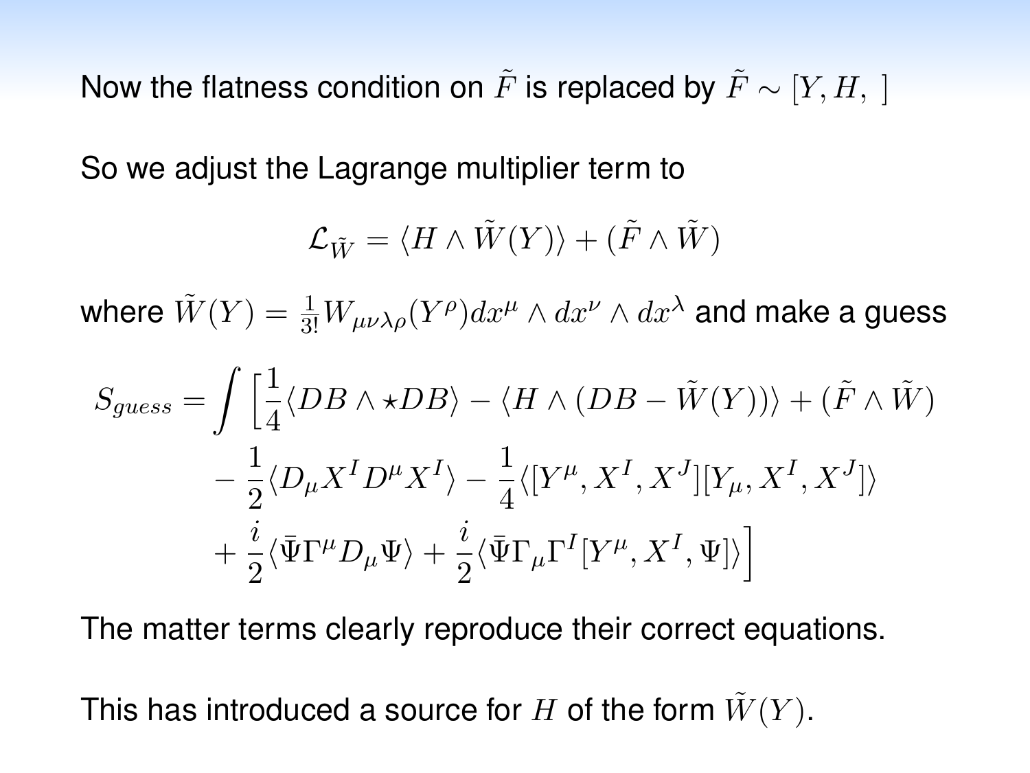Now the flatness condition on $\tilde{F}$ is replaced by $\tilde{F} \sim [Y, H, \ ]$

So we adjust the Lagrange multiplier term to

$$\mathcal{L}_{\tilde{W}} = \langle H \wedge \tilde{W}(Y) \rangle + (\tilde{F} \wedge \tilde{W})$$

where $\tilde{W}(Y) = \frac{1}{3!} W_{\mu\nu\lambda\rho}(Y^\rho) dx^\mu \wedge dx^\nu \wedge dx^\lambda$ and make a guess

$$\begin{aligned}
S_{guess} = \int \Big[ & \frac{1}{4} \langle DB \wedge \star DB \rangle - \langle H \wedge (DB - \tilde{W}(Y)) \rangle + (\tilde{F} \wedge \tilde{W}) \\
& - \frac{1}{2} \langle D_\mu X^I D^\mu X^I \rangle - \frac{1}{4} \langle [Y^\mu, X^I, X^J][Y_\mu, X^I, X^J] \rangle \\
& + \frac{i}{2} \langle \bar{\Psi} \Gamma^\mu D_\mu \Psi \rangle + \frac{i}{2} \langle \bar{\Psi} \Gamma_\mu \Gamma^I [Y^\mu, X^I, \Psi] \rangle \Big]
\end{aligned}$$

The matter terms clearly reproduce their correct equations.

This has introduced a source for $H$ of the form $\tilde{W}(Y)$.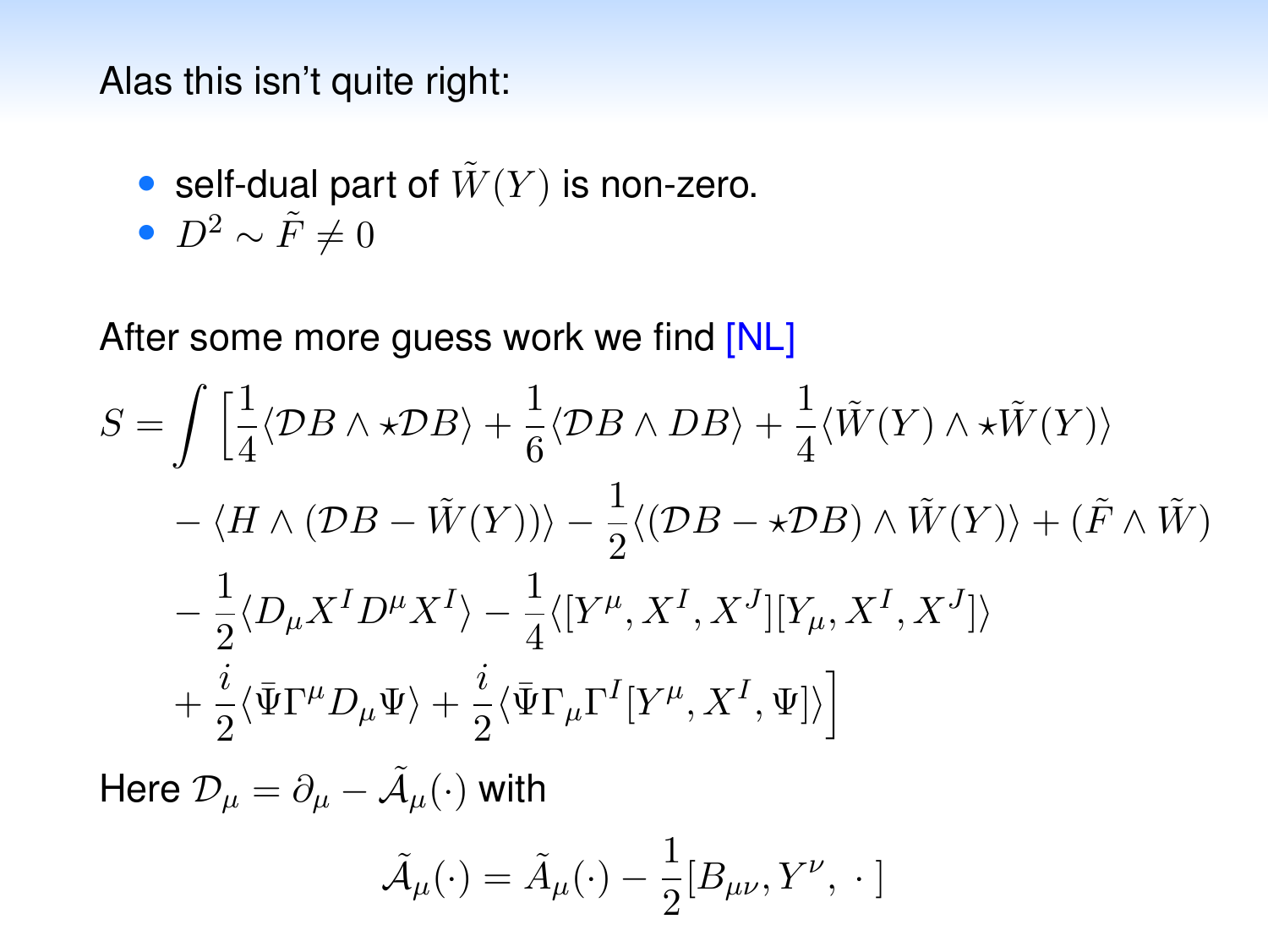## Alas this isn't quite right:

- self-dual part of $\tilde{W}(Y)$ is non-zero.
- $D^2 \sim \tilde{F} \neq 0$

After some more guess work we find [NL]

$$
\begin{aligned}
S = \int \Big[ & \frac{1}{4}\langle \mathcal{D}B \wedge \star \mathcal{D}B \rangle + \frac{1}{6}\langle \mathcal{D}B \wedge DB \rangle + \frac{1}{4}\langle \tilde{W}(Y) \wedge \star \tilde{W}(Y) \rangle \\
& - \langle H \wedge (\mathcal{D}B - \tilde{W}(Y)) \rangle - \frac{1}{2}\langle (\mathcal{D}B - \star \mathcal{D}B) \wedge \tilde{W}(Y) \rangle + (\tilde{F} \wedge \tilde{W}) \\
& - \frac{1}{2}\langle D_\mu X^I D^\mu X^I \rangle - \frac{1}{4}\langle [Y^\mu, X^I, X^J][Y_\mu, X^I, X^J] \rangle \\
& + \frac{i}{2}\langle \bar{\Psi}\Gamma^\mu D_\mu \Psi \rangle + \frac{i}{2}\langle \bar{\Psi}\Gamma_\mu \Gamma^I [Y^\mu, X^I, \Psi] \rangle \Big]
\end{aligned}
$$

Here $\mathcal{D}_\mu = \partial_\mu - \tilde{\mathcal{A}}_\mu(\cdot)$ with

$$
\tilde{\mathcal{A}}_\mu(\cdot) = \tilde{A}_\mu(\cdot) - \frac{1}{2}[B_{\mu\nu}, Y^\nu, \,\cdot\,]
$$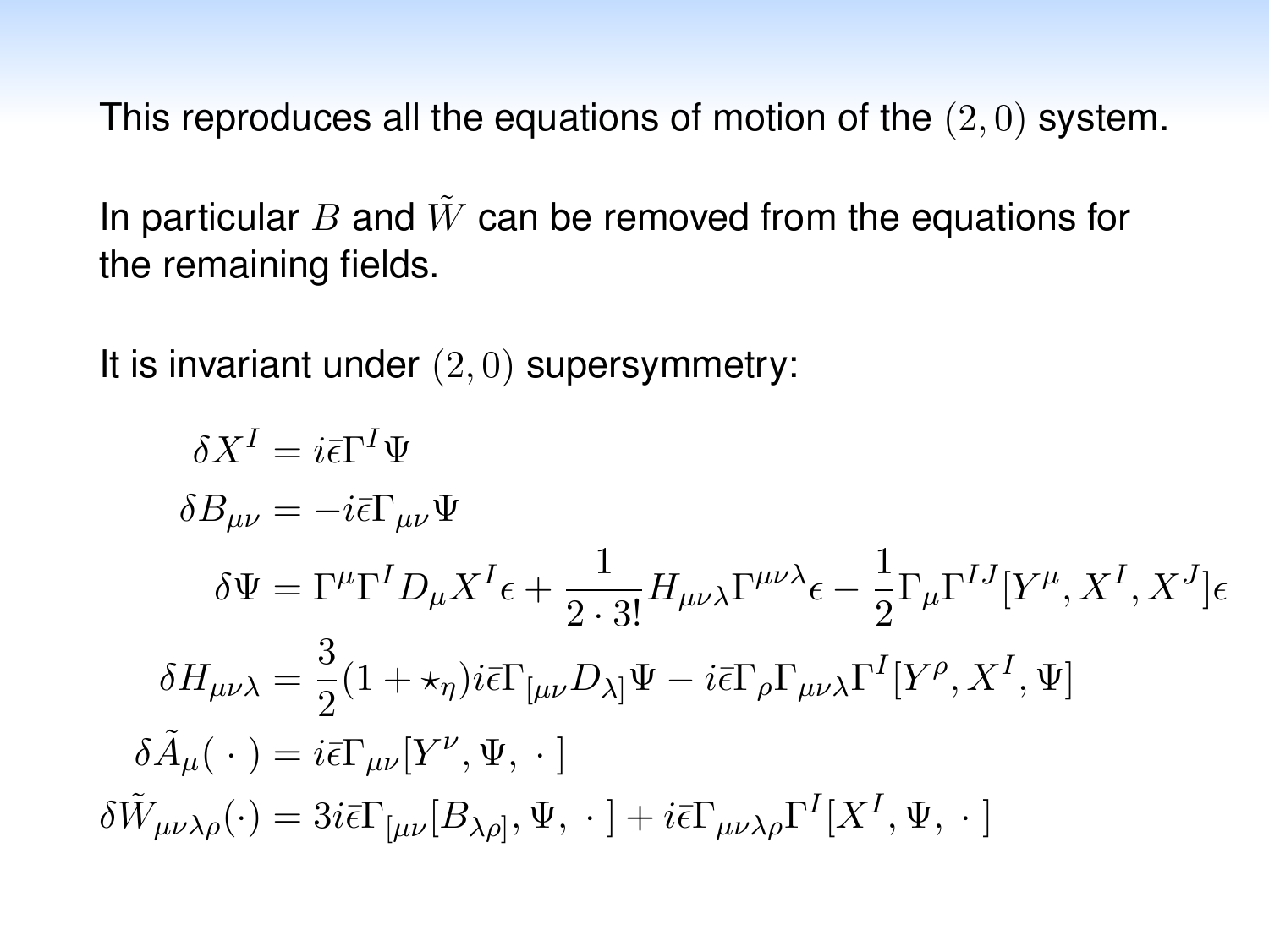This reproduces all the equations of motion of the $(2,0)$ system.

In particular $B$ and $\tilde{W}$ can be removed from the equations for the remaining fields.

It is invariant under $(2,0)$ supersymmetry:

$$
\begin{aligned}
\delta X^I &= i\bar{\epsilon}\Gamma^I\Psi \\
\delta B_{\mu\nu} &= -i\bar{\epsilon}\Gamma_{\mu\nu}\Psi \\
\delta\Psi &= \Gamma^\mu\Gamma^I D_\mu X^I\epsilon + \frac{1}{2\cdot 3!}H_{\mu\nu\lambda}\Gamma^{\mu\nu\lambda}\epsilon - \frac{1}{2}\Gamma_\mu\Gamma^{IJ}[Y^\mu, X^I, X^J]\epsilon \\
\delta H_{\mu\nu\lambda} &= \frac{3}{2}(1+\star_\eta)i\bar{\epsilon}\Gamma_{[\mu\nu}D_{\lambda]}\Psi - i\bar{\epsilon}\Gamma_\rho\Gamma_{\mu\nu\lambda}\Gamma^I[Y^\rho, X^I, \Psi] \\
\delta\tilde{A}_\mu(\,\cdot\,) &= i\bar{\epsilon}\Gamma_{\mu\nu}[Y^\nu, \Psi,\,\cdot\,] \\
\delta\tilde{W}_{\mu\nu\lambda\rho}(\cdot) &= 3i\bar{\epsilon}\Gamma_{[\mu\nu}[B_{\lambda\rho]}, \Psi,\,\cdot\,] + i\bar{\epsilon}\Gamma_{\mu\nu\lambda\rho}\Gamma^I[X^I, \Psi,\,\cdot\,]
\end{aligned}
$$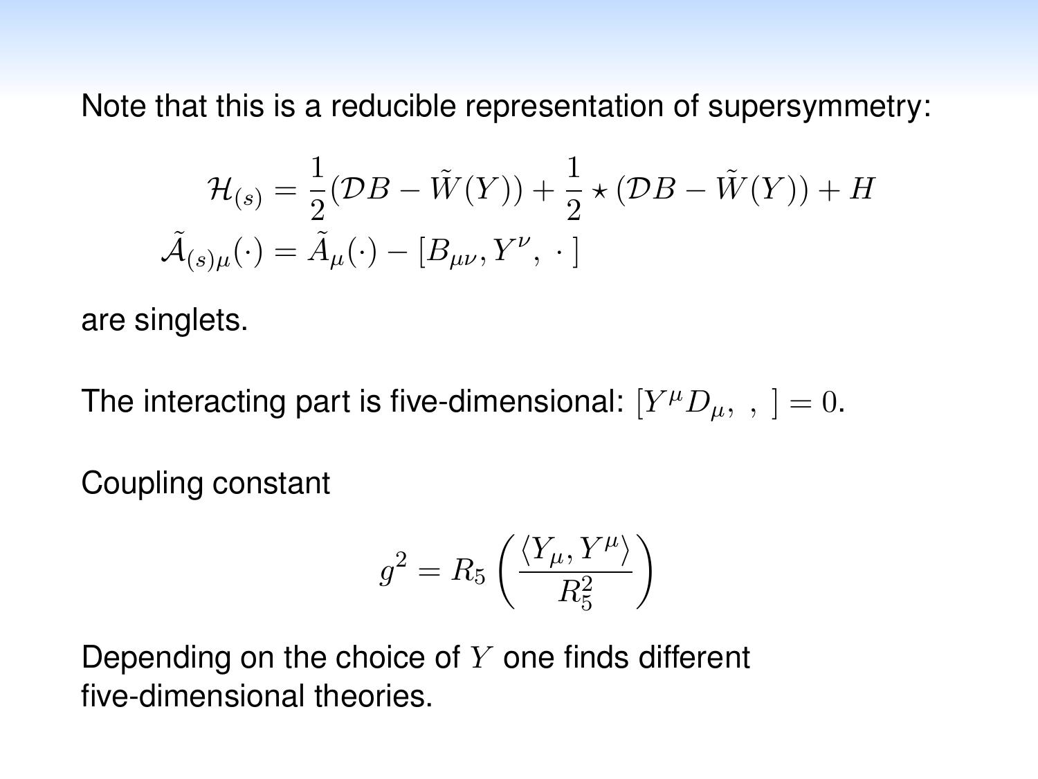Note that this is a reducible representation of supersymmetry:

$$
\begin{aligned}
\mathcal{H}_{(s)} &= \frac{1}{2}(\mathcal{D}B - \tilde{W}(Y)) + \frac{1}{2}\star(\mathcal{D}B - \tilde{W}(Y)) + H \\
\tilde{\mathcal{A}}_{(s)\mu}(\cdot) &= \tilde{A}_\mu(\cdot) - [B_{\mu\nu}, Y^\nu, \,\cdot\,]
\end{aligned}
$$

are singlets.

The interacting part is five-dimensional: $[Y^\mu D_\mu, \ , \ ] = 0$.

Coupling constant

$$
g^2 = R_5 \left( \frac{\langle Y_\mu, Y^\mu \rangle}{R_5^2} \right)
$$

Depending on the choice of $Y$ one finds different five-dimensional theories.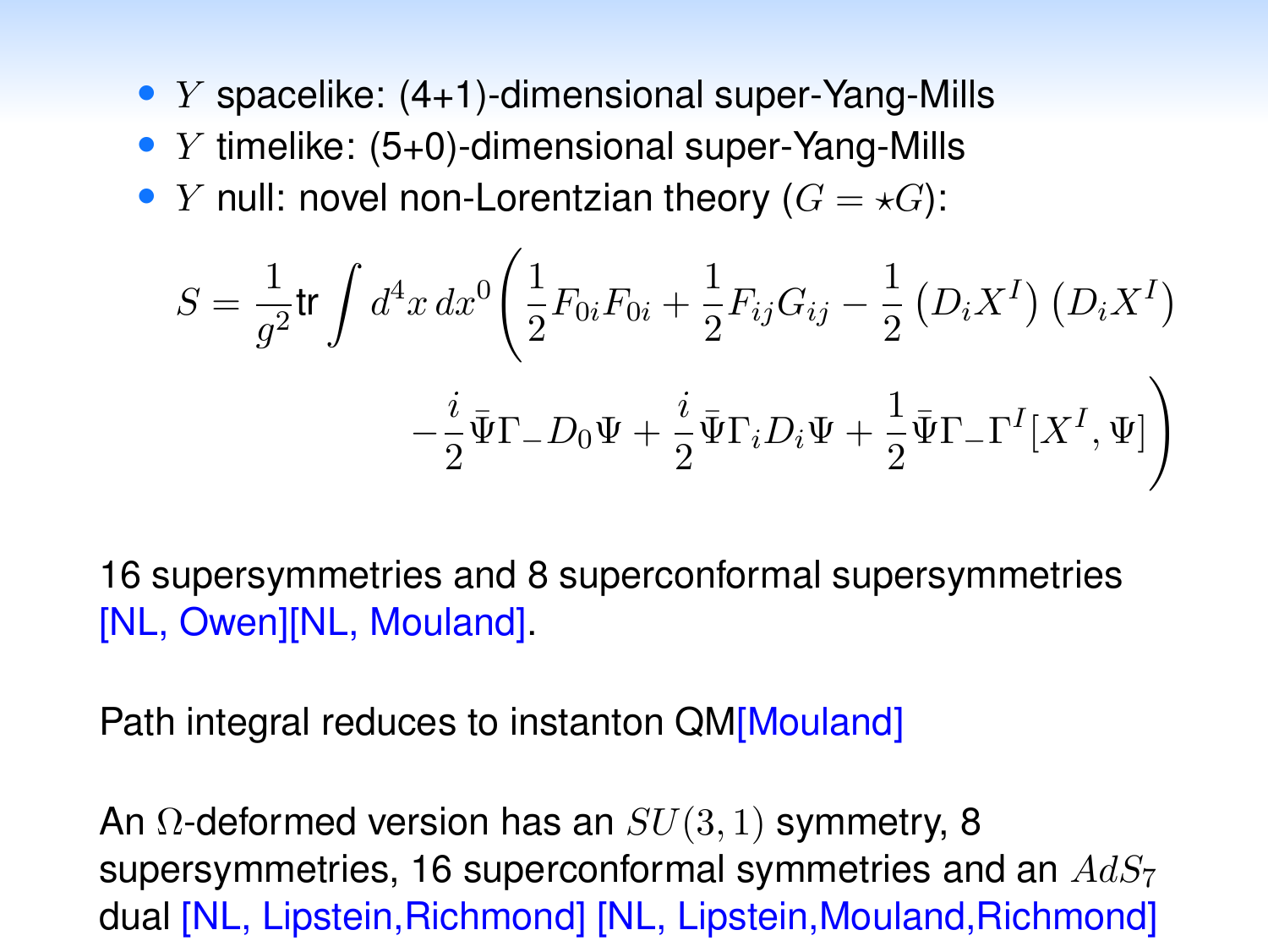- $Y$ spacelike: (4+1)-dimensional super-Yang-Mills
- $Y$ timelike: (5+0)-dimensional super-Yang-Mills
- $Y$ null: novel non-Lorentzian theory ($G = \star G$):

$$
S = \frac{1}{g^2}\mathrm{tr}\int d^4x\, dx^0 \Bigg( \frac{1}{2}F_{0i}F_{0i} + \frac{1}{2}F_{ij}G_{ij} - \frac{1}{2}\left(D_iX^I\right)\left(D_iX^I\right) - \frac{i}{2}\bar{\Psi}\Gamma_- D_0\Psi + \frac{i}{2}\bar{\Psi}\Gamma_i D_i\Psi + \frac{1}{2}\bar{\Psi}\Gamma_-\Gamma^I[X^I,\Psi] \Bigg)
$$

16 supersymmetries and 8 superconformal supersymmetries [NL, Owen][NL, Mouland].

Path integral reduces to instanton QM[Mouland]

An $\Omega$-deformed version has an $SU(3,1)$ symmetry, 8 supersymmetries, 16 superconformal symmetries and an $AdS_7$ dual [NL, Lipstein,Richmond] [NL, Lipstein,Mouland,Richmond]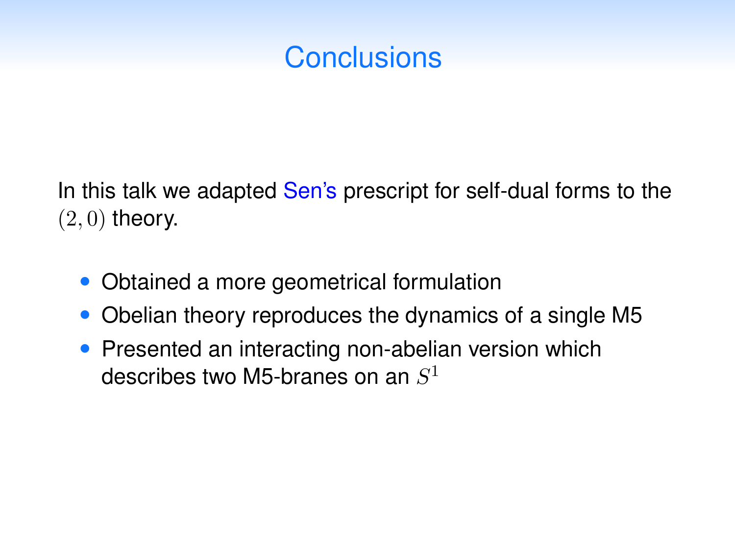# Conclusions

In this talk we adapted Sen's prescript for self-dual forms to the $(2,0)$ theory.

- Obtained a more geometrical formulation
- Obelian theory reproduces the dynamics of a single M5
- Presented an interacting non-abelian version which describes two M5-branes on an $S^1$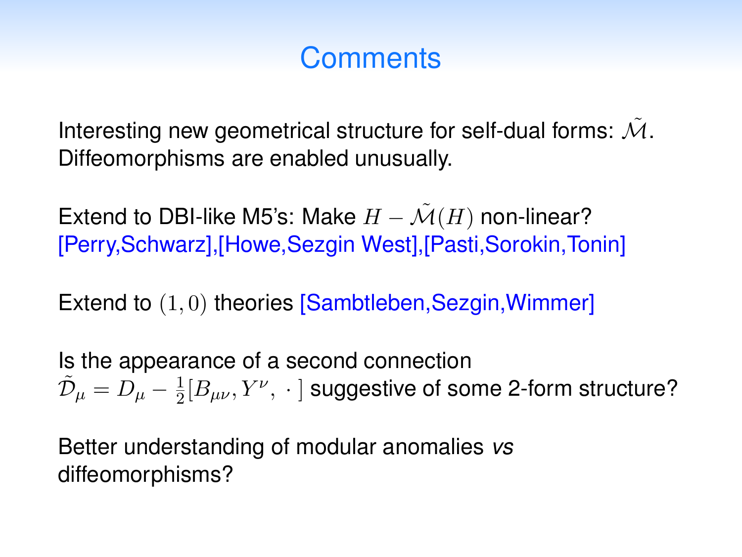# Comments

Interesting new geometrical structure for self-dual forms: $\tilde{\mathcal{M}}$. Diffeomorphisms are enabled unusually.

Extend to DBI-like M5's: Make $H - \tilde{\mathcal{M}}(H)$ non-linear? [Perry,Schwarz],[Howe,Sezgin West],[Pasti,Sorokin,Tonin]

Extend to $(1,0)$ theories [Sambtleben,Sezgin,Wimmer]

Is the appearance of a second connection $\tilde{\mathcal{D}}_\mu = D_\mu - \frac{1}{2}[B_{\mu\nu}, Y^\nu, \,\cdot\,]$ suggestive of some 2-form structure?

Better understanding of modular anomalies *vs* diffeomorphisms?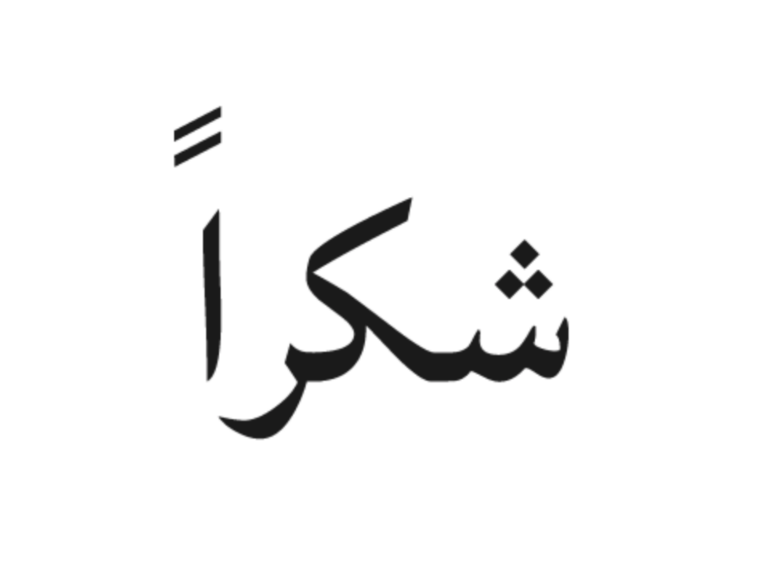شكراً